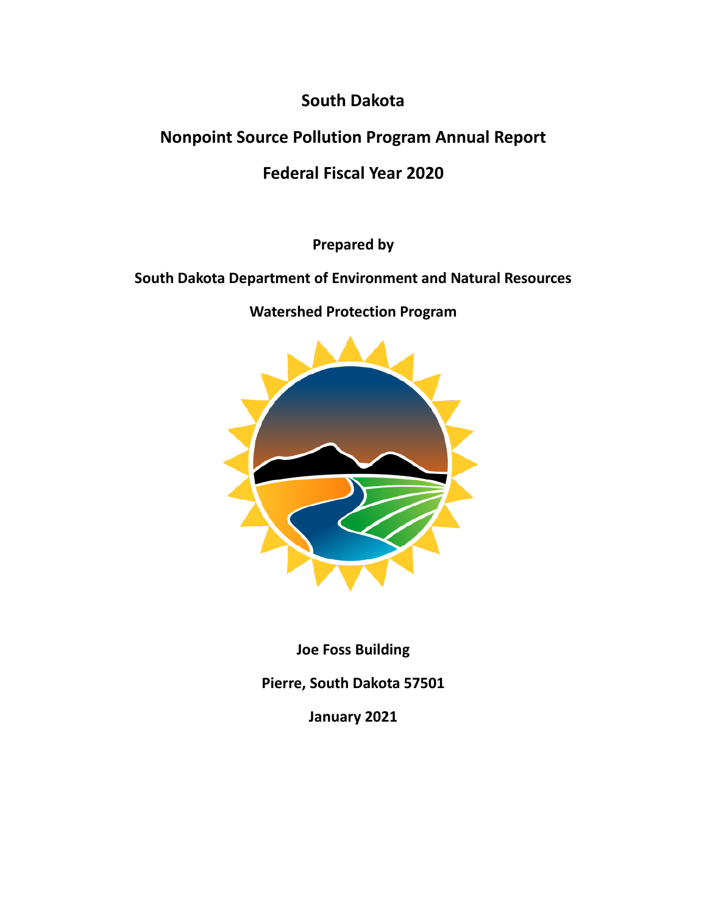# South Dakota

# Nonpoint Source Pollution Program Annual Report

# Federal Fiscal Year 2020

**Prepared by**

**South Dakota Department of Environment and Natural Resources**

**Watershed Protection Program**

**Joe Foss Building**

**Pierre, South Dakota 57501**

**January 2021**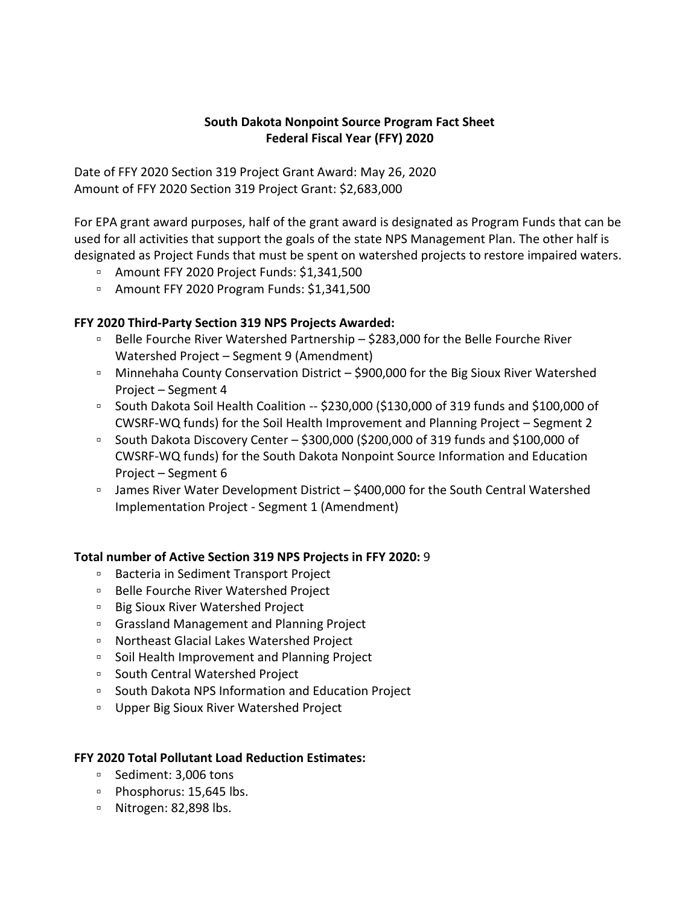**South Dakota Nonpoint Source Program Fact Sheet**
**Federal Fiscal Year (FFY) 2020**

Date of FFY 2020 Section 319 Project Grant Award: May 26, 2020
Amount of FFY 2020 Section 319 Project Grant: $2,683,000

For EPA grant award purposes, half of the grant award is designated as Program Funds that can be used for all activities that support the goals of the state NPS Management Plan. The other half is designated as Project Funds that must be spent on watershed projects to restore impaired waters.

- Amount FFY 2020 Project Funds: $1,341,500
- Amount FFY 2020 Program Funds: $1,341,500

**FFY 2020 Third-Party Section 319 NPS Projects Awarded:**

- Belle Fourche River Watershed Partnership – $283,000 for the Belle Fourche River Watershed Project – Segment 9 (Amendment)
- Minnehaha County Conservation District – $900,000 for the Big Sioux River Watershed Project – Segment 4
- South Dakota Soil Health Coalition -- $230,000 ($130,000 of 319 funds and $100,000 of CWSRF-WQ funds) for the Soil Health Improvement and Planning Project – Segment 2
- South Dakota Discovery Center – $300,000 ($200,000 of 319 funds and $100,000 of CWSRF-WQ funds) for the South Dakota Nonpoint Source Information and Education Project – Segment 6
- James River Water Development District – $400,000 for the South Central Watershed Implementation Project - Segment 1 (Amendment)

**Total number of Active Section 319 NPS Projects in FFY 2020:** 9

- Bacteria in Sediment Transport Project
- Belle Fourche River Watershed Project
- Big Sioux River Watershed Project
- Grassland Management and Planning Project
- Northeast Glacial Lakes Watershed Project
- Soil Health Improvement and Planning Project
- South Central Watershed Project
- South Dakota NPS Information and Education Project
- Upper Big Sioux River Watershed Project

**FFY 2020 Total Pollutant Load Reduction Estimates:**

- Sediment: 3,006 tons
- Phosphorus: 15,645 lbs.
- Nitrogen: 82,898 lbs.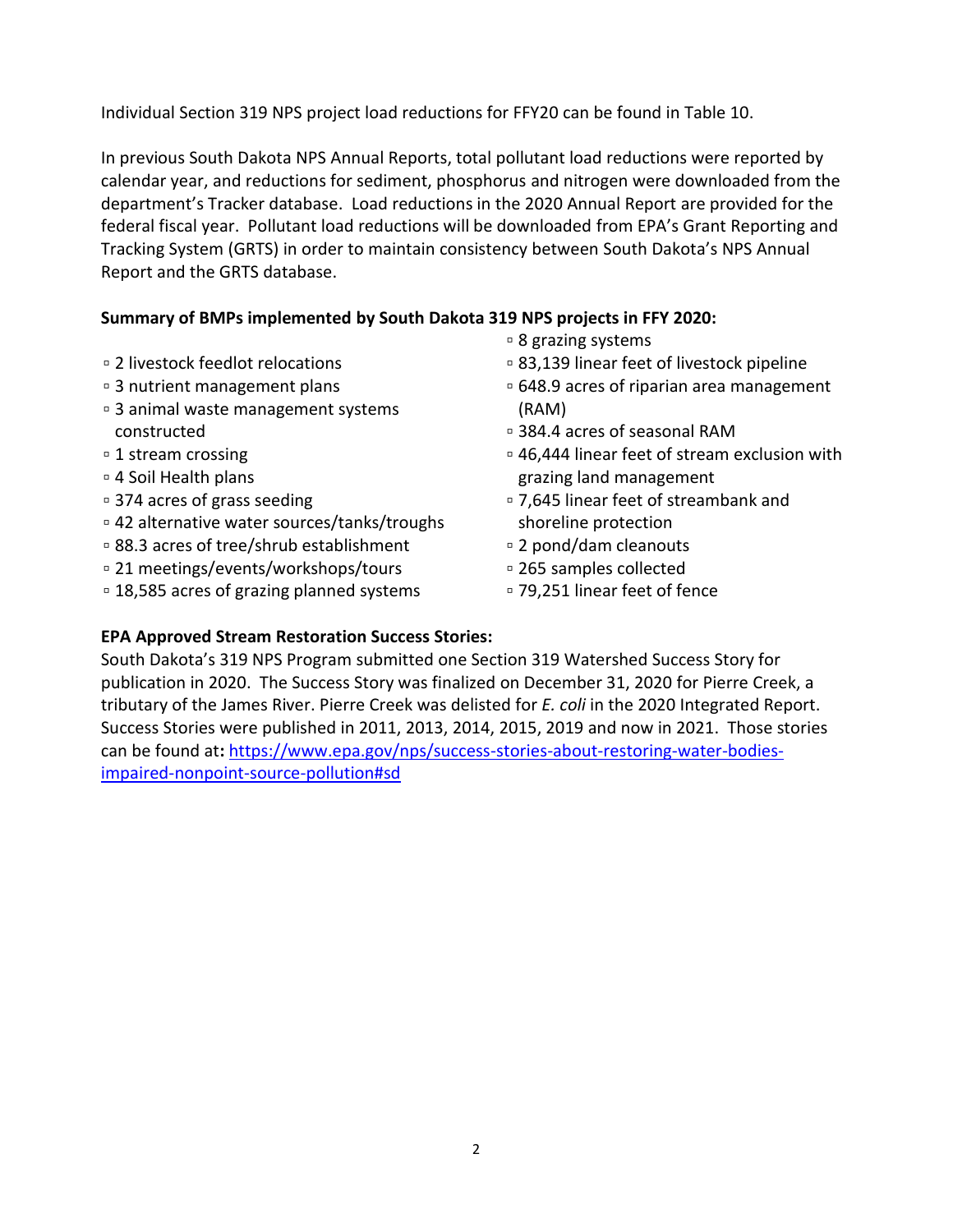Individual Section 319 NPS project load reductions for FFY20 can be found in Table 10.

In previous South Dakota NPS Annual Reports, total pollutant load reductions were reported by calendar year, and reductions for sediment, phosphorus and nitrogen were downloaded from the department's Tracker database. Load reductions in the 2020 Annual Report are provided for the federal fiscal year. Pollutant load reductions will be downloaded from EPA's Grant Reporting and Tracking System (GRTS) in order to maintain consistency between South Dakota's NPS Annual Report and the GRTS database.

**Summary of BMPs implemented by South Dakota 319 NPS projects in FFY 2020:**

- 2 livestock feedlot relocations
- 3 nutrient management plans
- 3 animal waste management systems constructed
- 1 stream crossing
- 4 Soil Health plans
- 374 acres of grass seeding
- 42 alternative water sources/tanks/troughs
- 88.3 acres of tree/shrub establishment
- 21 meetings/events/workshops/tours
- 18,585 acres of grazing planned systems
- 8 grazing systems
- 83,139 linear feet of livestock pipeline
- 648.9 acres of riparian area management (RAM)
- 384.4 acres of seasonal RAM
- 46,444 linear feet of stream exclusion with grazing land management
- 7,645 linear feet of streambank and shoreline protection
- 2 pond/dam cleanouts
- 265 samples collected
- 79,251 linear feet of fence

**EPA Approved Stream Restoration Success Stories:**

South Dakota's 319 NPS Program submitted one Section 319 Watershed Success Story for publication in 2020. The Success Story was finalized on December 31, 2020 for Pierre Creek, a tributary of the James River. Pierre Creek was delisted for *E. coli* in the 2020 Integrated Report. Success Stories were published in 2011, 2013, 2014, 2015, 2019 and now in 2021. Those stories can be found at**:** [https://www.epa.gov/nps/success-stories-about-restoring-water-bodies-impaired-nonpoint-source-pollution#sd](https://www.epa.gov/nps/success-stories-about-restoring-water-bodies-impaired-nonpoint-source-pollution#sd)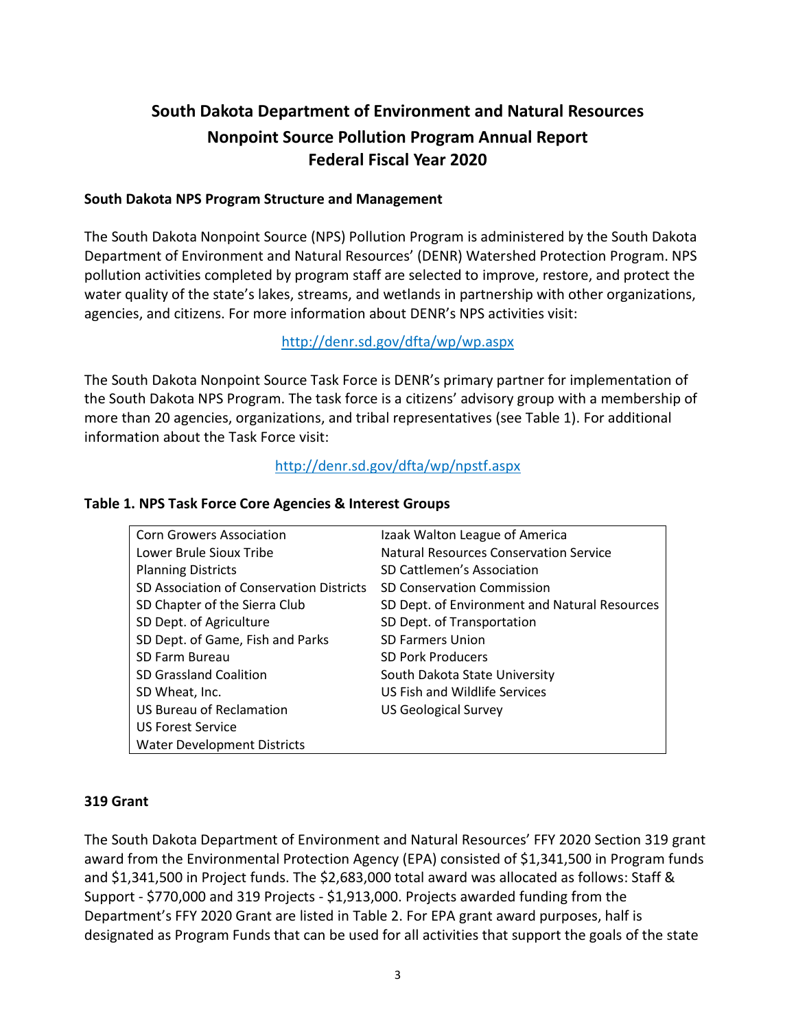# South Dakota Department of Environment and Natural Resources
# Nonpoint Source Pollution Program Annual Report
# Federal Fiscal Year 2020

### South Dakota NPS Program Structure and Management

The South Dakota Nonpoint Source (NPS) Pollution Program is administered by the South Dakota Department of Environment and Natural Resources' (DENR) Watershed Protection Program. NPS pollution activities completed by program staff are selected to improve, restore, and protect the water quality of the state's lakes, streams, and wetlands in partnership with other organizations, agencies, and citizens. For more information about DENR's NPS activities visit:

http://denr.sd.gov/dfta/wp/wp.aspx

The South Dakota Nonpoint Source Task Force is DENR's primary partner for implementation of the South Dakota NPS Program. The task force is a citizens' advisory group with a membership of more than 20 agencies, organizations, and tribal representatives (see Table 1). For additional information about the Task Force visit:

http://denr.sd.gov/dfta/wp/npstf.aspx

**Table 1. NPS Task Force Core Agencies & Interest Groups**

| | |
|---|---|
| Corn Growers Association | Izaak Walton League of America |
| Lower Brule Sioux Tribe | Natural Resources Conservation Service |
| Planning Districts | SD Cattlemen's Association |
| SD Association of Conservation Districts | SD Conservation Commission |
| SD Chapter of the Sierra Club | SD Dept. of Environment and Natural Resources |
| SD Dept. of Agriculture | SD Dept. of Transportation |
| SD Dept. of Game, Fish and Parks | SD Farmers Union |
| SD Farm Bureau | SD Pork Producers |
| SD Grassland Coalition | South Dakota State University |
| SD Wheat, Inc. | US Fish and Wildlife Services |
| US Bureau of Reclamation | US Geological Survey |
| US Forest Service | |
| Water Development Districts | |

### 319 Grant

The South Dakota Department of Environment and Natural Resources' FFY 2020 Section 319 grant award from the Environmental Protection Agency (EPA) consisted of $1,341,500 in Program funds and $1,341,500 in Project funds. The $2,683,000 total award was allocated as follows: Staff & Support - $770,000 and 319 Projects - $1,913,000. Projects awarded funding from the Department's FFY 2020 Grant are listed in Table 2. For EPA grant award purposes, half is designated as Program Funds that can be used for all activities that support the goals of the state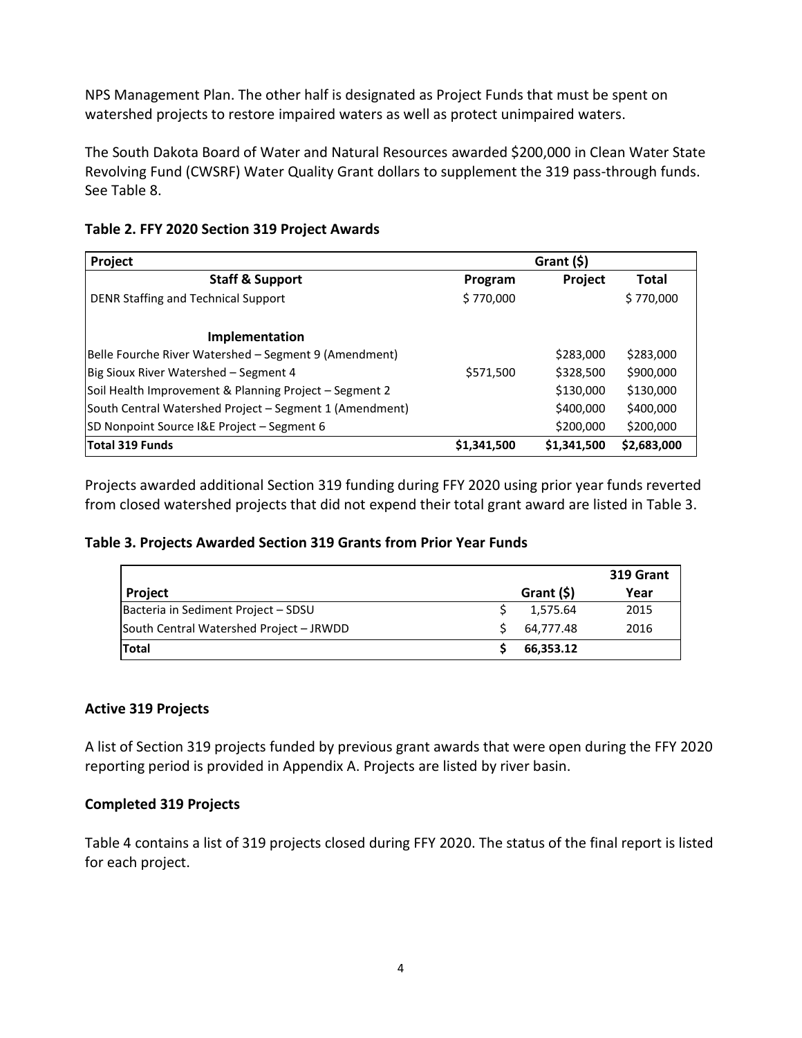NPS Management Plan. The other half is designated as Project Funds that must be spent on watershed projects to restore impaired waters as well as protect unimpaired waters.

The South Dakota Board of Water and Natural Resources awarded $200,000 in Clean Water State Revolving Fund (CWSRF) Water Quality Grant dollars to supplement the 319 pass-through funds. See Table 8.

**Table 2. FFY 2020 Section 319 Project Awards**

| Project | Grant ($) | | |
|---|---|---|---|
| **Staff & Support** | **Program** | **Project** | **Total** |
| DENR Staffing and Technical Support | $ 770,000 | | $ 770,000 |
| **Implementation** | | | |
| Belle Fourche River Watershed – Segment 9 (Amendment) | | $283,000 | $283,000 |
| Big Sioux River Watershed – Segment 4 | $571,500 | $328,500 | $900,000 |
| Soil Health Improvement & Planning Project – Segment 2 | | $130,000 | $130,000 |
| South Central Watershed Project – Segment 1 (Amendment) | | $400,000 | $400,000 |
| SD Nonpoint Source I&E Project – Segment 6 | | $200,000 | $200,000 |
| **Total 319 Funds** | **$1,341,500** | **$1,341,500** | **$2,683,000** |

Projects awarded additional Section 319 funding during FFY 2020 using prior year funds reverted from closed watershed projects that did not expend their total grant award are listed in Table 3.

**Table 3. Projects Awarded Section 319 Grants from Prior Year Funds**

| Project | Grant ($) | 319 Grant Year |
|---|---|---|
| Bacteria in Sediment Project – SDSU | $ 1,575.64 | 2015 |
| South Central Watershed Project – JRWDD | $ 64,777.48 | 2016 |
| **Total** | **$ 66,353.12** | |

## Active 319 Projects

A list of Section 319 projects funded by previous grant awards that were open during the FFY 2020 reporting period is provided in Appendix A. Projects are listed by river basin.

## Completed 319 Projects

Table 4 contains a list of 319 projects closed during FFY 2020. The status of the final report is listed for each project.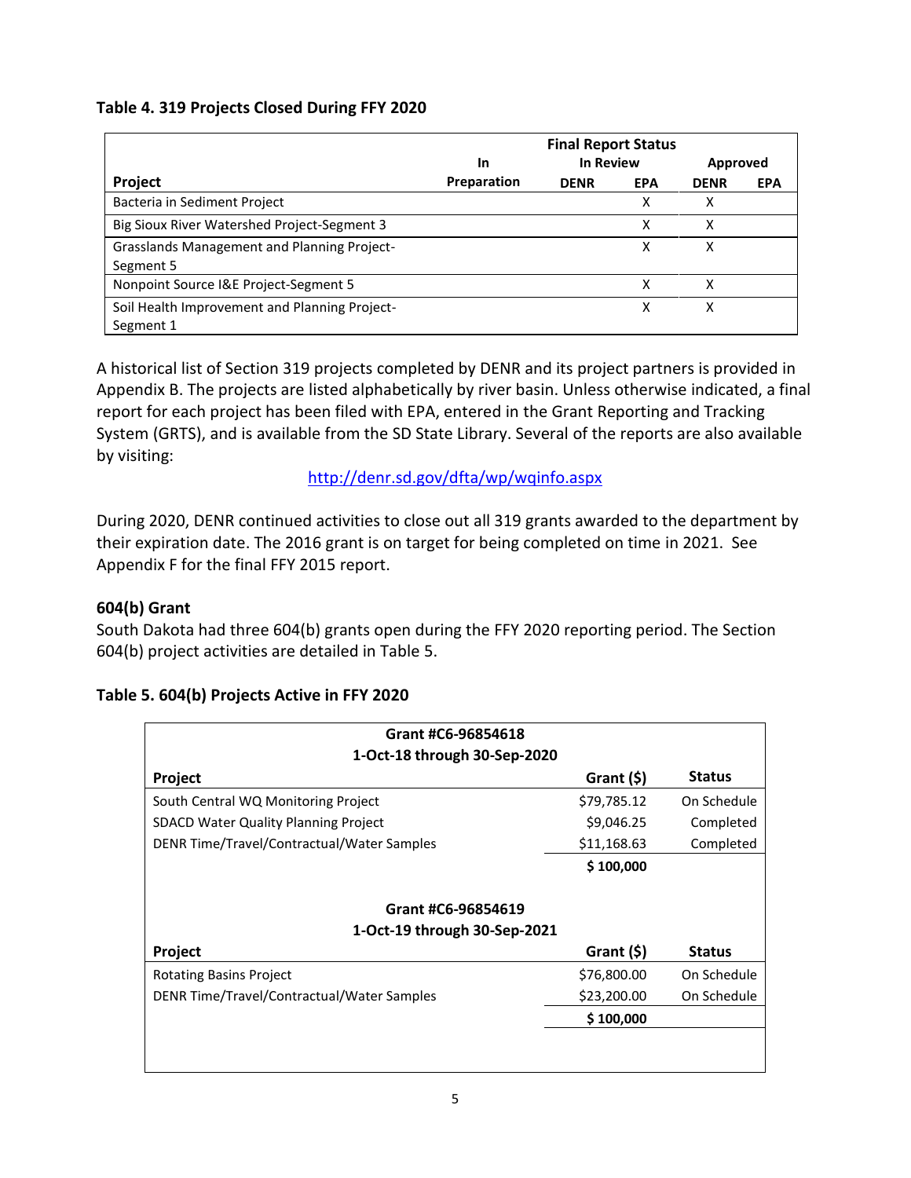**Table 4. 319 Projects Closed During FFY 2020**

| Project | In Preparation | Final Report Status In Review DENR | EPA | Approved DENR | EPA |
|---|---|---|---|---|---|
| Bacteria in Sediment Project | | | X | X | |
| Big Sioux River Watershed Project-Segment 3 | | | X | X | |
| Grasslands Management and Planning Project-Segment 5 | | | X | X | |
| Nonpoint Source I&E Project-Segment 5 | | | X | X | |
| Soil Health Improvement and Planning Project-Segment 1 | | | X | X | |

A historical list of Section 319 projects completed by DENR and its project partners is provided in Appendix B. The projects are listed alphabetically by river basin. Unless otherwise indicated, a final report for each project has been filed with EPA, entered in the Grant Reporting and Tracking System (GRTS), and is available from the SD State Library. Several of the reports are also available by visiting:

http://denr.sd.gov/dfta/wp/wqinfo.aspx

During 2020, DENR continued activities to close out all 319 grants awarded to the department by their expiration date. The 2016 grant is on target for being completed on time in 2021. See Appendix F for the final FFY 2015 report.

### 604(b) Grant

South Dakota had three 604(b) grants open during the FFY 2020 reporting period. The Section 604(b) project activities are detailed in Table 5.

**Table 5. 604(b) Projects Active in FFY 2020**

| Grant #C6-96854618<br>1-Oct-18 through 30-Sep-2020 | | |
|---|---|---|
| **Project** | **Grant ($)** | **Status** |
| South Central WQ Monitoring Project | $79,785.12 | On Schedule |
| SDACD Water Quality Planning Project | $9,046.25 | Completed |
| DENR Time/Travel/Contractual/Water Samples | $11,168.63 | Completed |
| | **$ 100,000** | |

| Grant #C6-96854619<br>1-Oct-19 through 30-Sep-2021 | | |
|---|---|---|
| **Project** | **Grant ($)** | **Status** |
| Rotating Basins Project | $76,800.00 | On Schedule |
| DENR Time/Travel/Contractual/Water Samples | $23,200.00 | On Schedule |
| | **$ 100,000** | |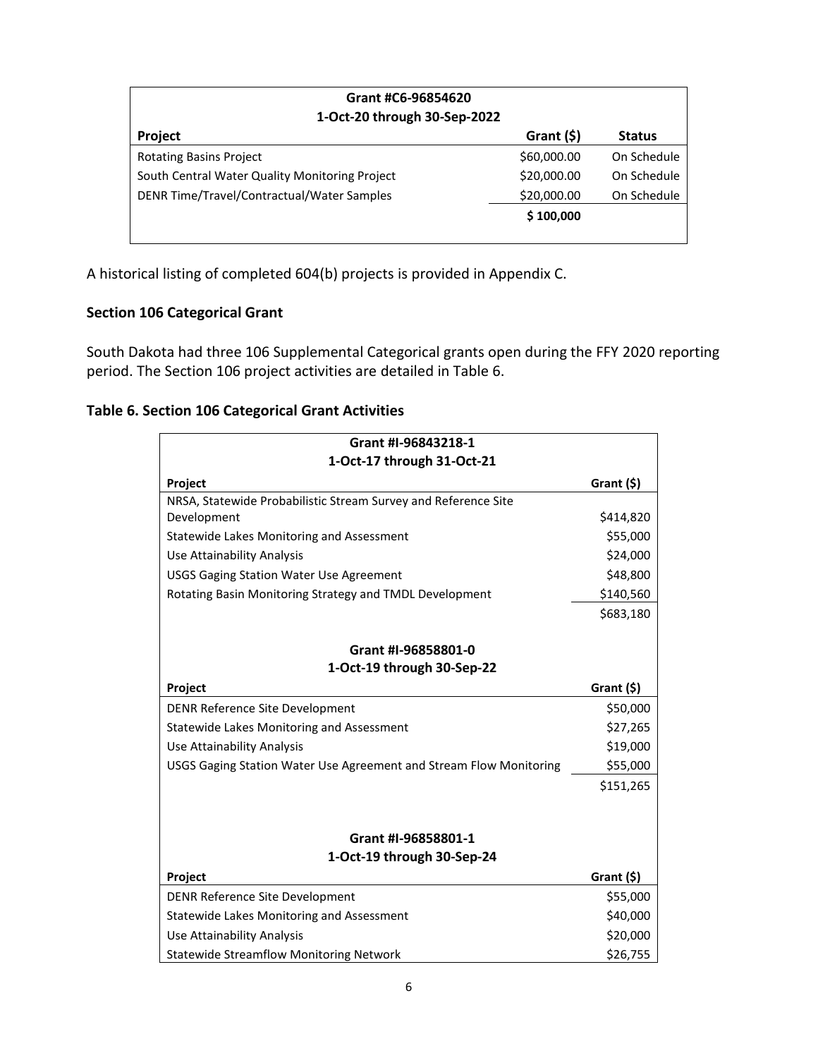| Grant #C6-96854620<br>1-Oct-20 through 30-Sep-2022 | | |
|---|---|---|
| **Project** | **Grant ($)** | **Status** |
| Rotating Basins Project | $60,000.00 | On Schedule |
| South Central Water Quality Monitoring Project | $20,000.00 | On Schedule |
| DENR Time/Travel/Contractual/Water Samples | $20,000.00 | On Schedule |
| | **$ 100,000** | |

A historical listing of completed 604(b) projects is provided in Appendix C.

**Section 106 Categorical Grant**

South Dakota had three 106 Supplemental Categorical grants open during the FFY 2020 reporting period. The Section 106 project activities are detailed in Table 6.

**Table 6. Section 106 Categorical Grant Activities**

| Grant #I-96843218-1<br>1-Oct-17 through 31-Oct-21 | |
|---|---|
| **Project** | **Grant ($)** |
| NRSA, Statewide Probabilistic Stream Survey and Reference Site Development | $414,820 |
| Statewide Lakes Monitoring and Assessment | $55,000 |
| Use Attainability Analysis | $24,000 |
| USGS Gaging Station Water Use Agreement | $48,800 |
| Rotating Basin Monitoring Strategy and TMDL Development | $140,560 |
| | $683,180 |

| Grant #I-96858801-0<br>1-Oct-19 through 30-Sep-22 | |
|---|---|
| **Project** | **Grant ($)** |
| DENR Reference Site Development | $50,000 |
| Statewide Lakes Monitoring and Assessment | $27,265 |
| Use Attainability Analysis | $19,000 |
| USGS Gaging Station Water Use Agreement and Stream Flow Monitoring | $55,000 |
| | $151,265 |

| Grant #I-96858801-1<br>1-Oct-19 through 30-Sep-24 | |
|---|---|
| **Project** | **Grant ($)** |
| DENR Reference Site Development | $55,000 |
| Statewide Lakes Monitoring and Assessment | $40,000 |
| Use Attainability Analysis | $20,000 |
| Statewide Streamflow Monitoring Network | $26,755 |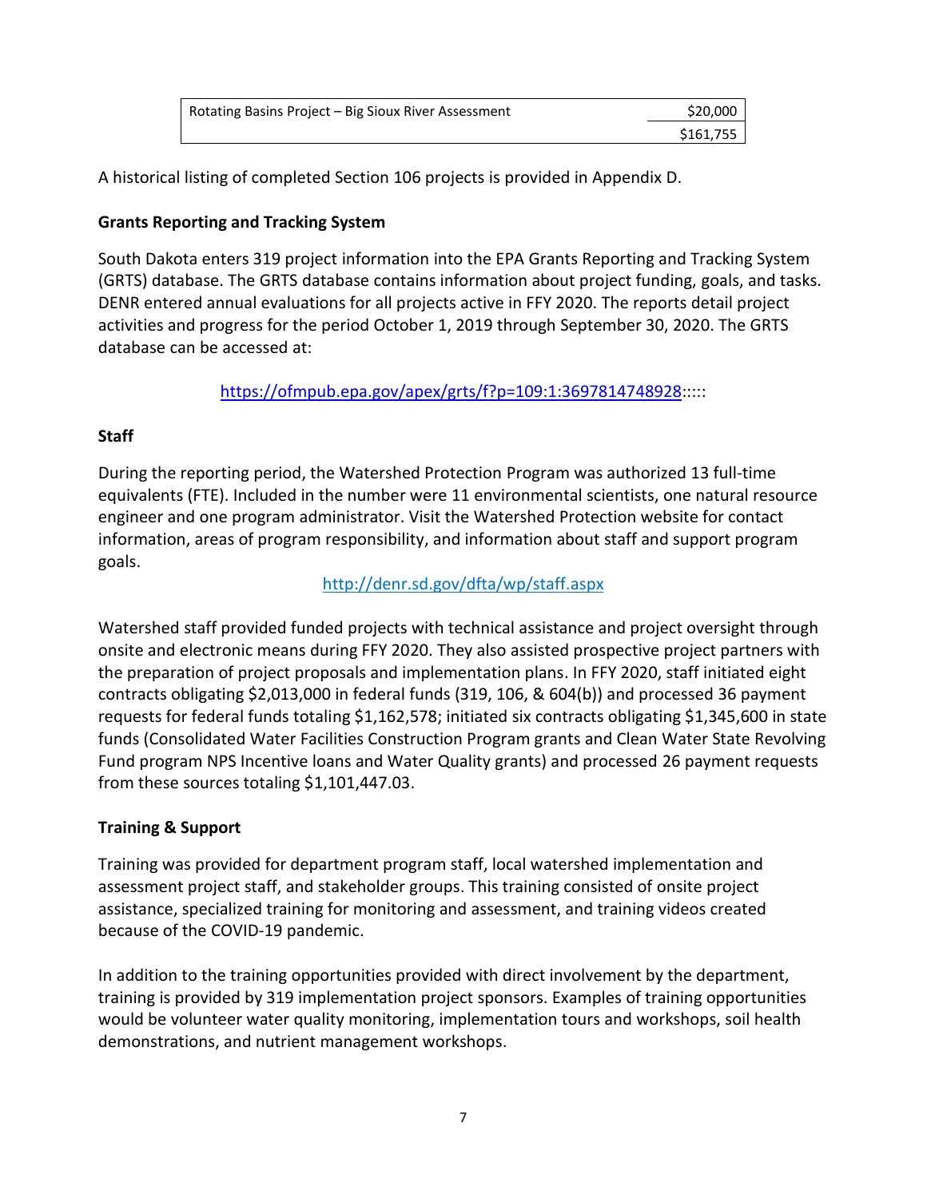| Rotating Basins Project – Big Sioux River Assessment | $20,000 |
|---|---|
| | $161,755 |

A historical listing of completed Section 106 projects is provided in Appendix D.

**Grants Reporting and Tracking System**

South Dakota enters 319 project information into the EPA Grants Reporting and Tracking System (GRTS) database. The GRTS database contains information about project funding, goals, and tasks. DENR entered annual evaluations for all projects active in FFY 2020. The reports detail project activities and progress for the period October 1, 2019 through September 30, 2020. The GRTS database can be accessed at:

https://ofmpub.epa.gov/apex/grts/f?p=109:1:3697814748928:::::

**Staff**

During the reporting period, the Watershed Protection Program was authorized 13 full-time equivalents (FTE). Included in the number were 11 environmental scientists, one natural resource engineer and one program administrator. Visit the Watershed Protection website for contact information, areas of program responsibility, and information about staff and support program goals.

http://denr.sd.gov/dfta/wp/staff.aspx

Watershed staff provided funded projects with technical assistance and project oversight through onsite and electronic means during FFY 2020. They also assisted prospective project partners with the preparation of project proposals and implementation plans. In FFY 2020, staff initiated eight contracts obligating $2,013,000 in federal funds (319, 106, & 604(b)) and processed 36 payment requests for federal funds totaling $1,162,578; initiated six contracts obligating $1,345,600 in state funds (Consolidated Water Facilities Construction Program grants and Clean Water State Revolving Fund program NPS Incentive loans and Water Quality grants) and processed 26 payment requests from these sources totaling $1,101,447.03.

**Training & Support**

Training was provided for department program staff, local watershed implementation and assessment project staff, and stakeholder groups. This training consisted of onsite project assistance, specialized training for monitoring and assessment, and training videos created because of the COVID-19 pandemic.

In addition to the training opportunities provided with direct involvement by the department, training is provided by 319 implementation project sponsors. Examples of training opportunities would be volunteer water quality monitoring, implementation tours and workshops, soil health demonstrations, and nutrient management workshops.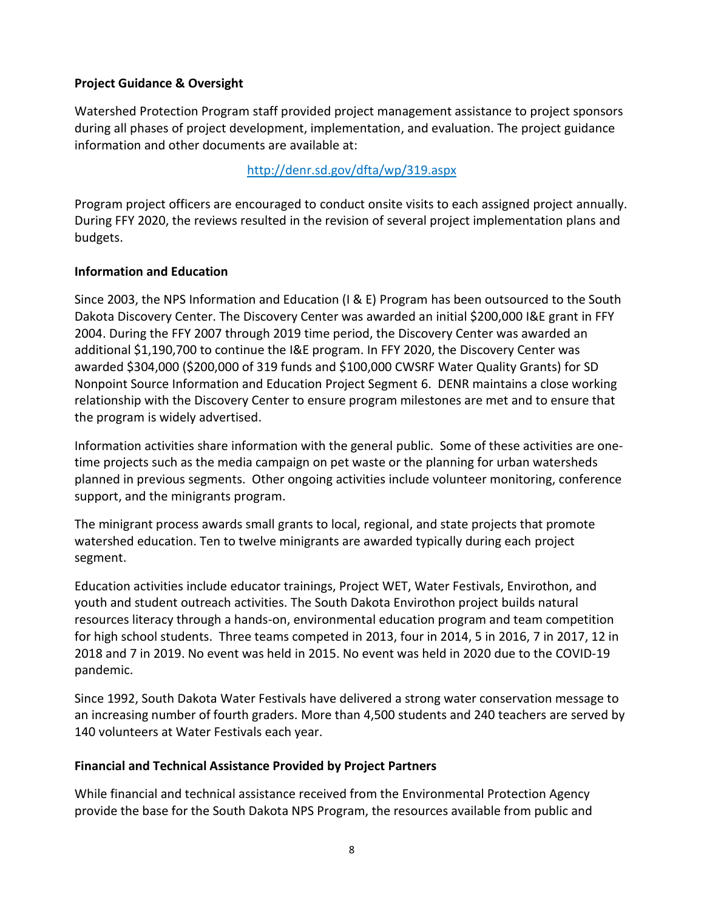**Project Guidance & Oversight**

Watershed Protection Program staff provided project management assistance to project sponsors during all phases of project development, implementation, and evaluation. The project guidance information and other documents are available at:

http://denr.sd.gov/dfta/wp/319.aspx

Program project officers are encouraged to conduct onsite visits to each assigned project annually. During FFY 2020, the reviews resulted in the revision of several project implementation plans and budgets.

**Information and Education**

Since 2003, the NPS Information and Education (I & E) Program has been outsourced to the South Dakota Discovery Center. The Discovery Center was awarded an initial $200,000 I&E grant in FFY 2004. During the FFY 2007 through 2019 time period, the Discovery Center was awarded an additional $1,190,700 to continue the I&E program. In FFY 2020, the Discovery Center was awarded $304,000 ($200,000 of 319 funds and $100,000 CWSRF Water Quality Grants) for SD Nonpoint Source Information and Education Project Segment 6. DENR maintains a close working relationship with the Discovery Center to ensure program milestones are met and to ensure that the program is widely advertised.

Information activities share information with the general public. Some of these activities are one-time projects such as the media campaign on pet waste or the planning for urban watersheds planned in previous segments. Other ongoing activities include volunteer monitoring, conference support, and the minigrants program.

The minigrant process awards small grants to local, regional, and state projects that promote watershed education. Ten to twelve minigrants are awarded typically during each project segment.

Education activities include educator trainings, Project WET, Water Festivals, Envirothon, and youth and student outreach activities. The South Dakota Envirothon project builds natural resources literacy through a hands-on, environmental education program and team competition for high school students. Three teams competed in 2013, four in 2014, 5 in 2016, 7 in 2017, 12 in 2018 and 7 in 2019. No event was held in 2015. No event was held in 2020 due to the COVID-19 pandemic.

Since 1992, South Dakota Water Festivals have delivered a strong water conservation message to an increasing number of fourth graders. More than 4,500 students and 240 teachers are served by 140 volunteers at Water Festivals each year.

**Financial and Technical Assistance Provided by Project Partners**

While financial and technical assistance received from the Environmental Protection Agency provide the base for the South Dakota NPS Program, the resources available from public and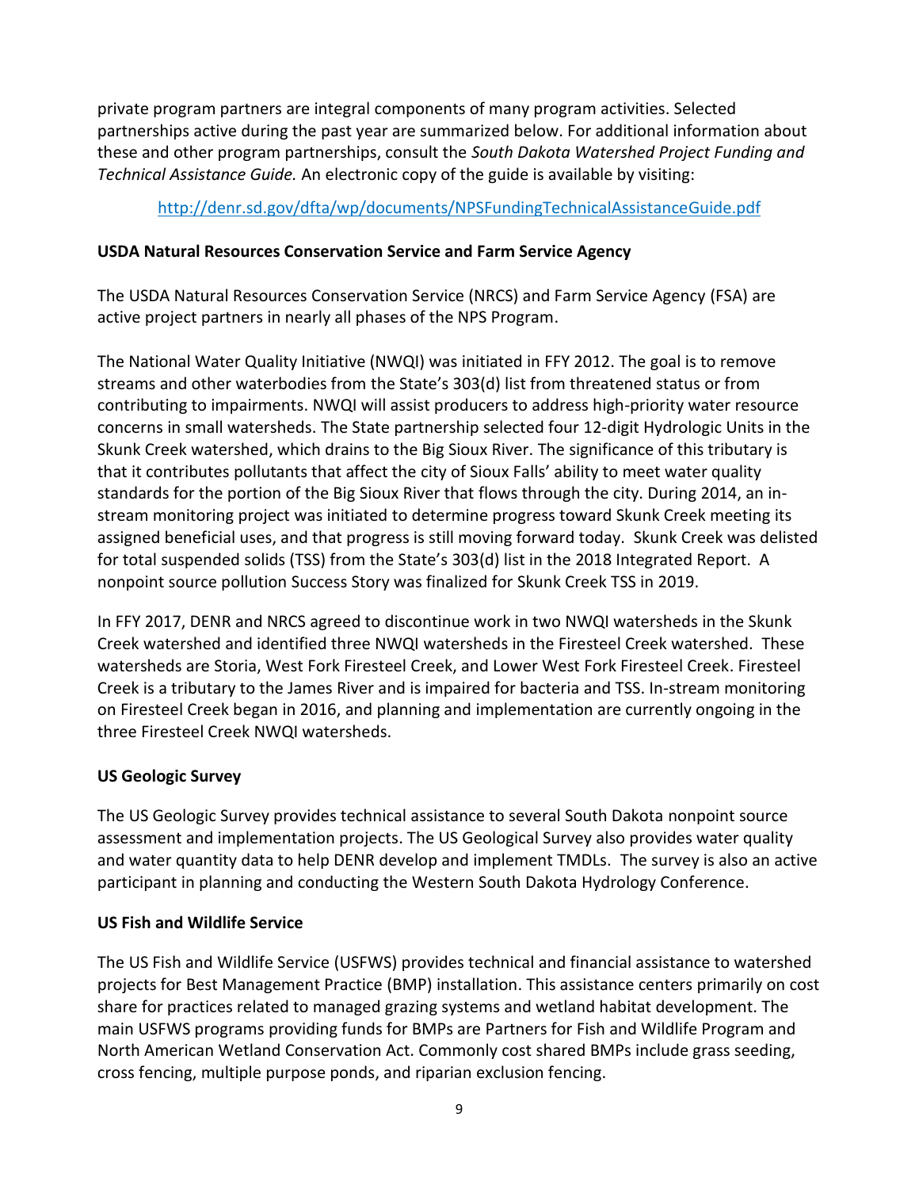private program partners are integral components of many program activities. Selected partnerships active during the past year are summarized below. For additional information about these and other program partnerships, consult the *South Dakota Watershed Project Funding and Technical Assistance Guide.* An electronic copy of the guide is available by visiting:

http://denr.sd.gov/dfta/wp/documents/NPSFundingTechnicalAssistanceGuide.pdf

**USDA Natural Resources Conservation Service and Farm Service Agency**

The USDA Natural Resources Conservation Service (NRCS) and Farm Service Agency (FSA) are active project partners in nearly all phases of the NPS Program.

The National Water Quality Initiative (NWQI) was initiated in FFY 2012. The goal is to remove streams and other waterbodies from the State's 303(d) list from threatened status or from contributing to impairments. NWQI will assist producers to address high-priority water resource concerns in small watersheds. The State partnership selected four 12-digit Hydrologic Units in the Skunk Creek watershed, which drains to the Big Sioux River. The significance of this tributary is that it contributes pollutants that affect the city of Sioux Falls' ability to meet water quality standards for the portion of the Big Sioux River that flows through the city. During 2014, an in-stream monitoring project was initiated to determine progress toward Skunk Creek meeting its assigned beneficial uses, and that progress is still moving forward today. Skunk Creek was delisted for total suspended solids (TSS) from the State's 303(d) list in the 2018 Integrated Report. A nonpoint source pollution Success Story was finalized for Skunk Creek TSS in 2019.

In FFY 2017, DENR and NRCS agreed to discontinue work in two NWQI watersheds in the Skunk Creek watershed and identified three NWQI watersheds in the Firesteel Creek watershed. These watersheds are Storia, West Fork Firesteel Creek, and Lower West Fork Firesteel Creek. Firesteel Creek is a tributary to the James River and is impaired for bacteria and TSS. In-stream monitoring on Firesteel Creek began in 2016, and planning and implementation are currently ongoing in the three Firesteel Creek NWQI watersheds.

**US Geologic Survey**

The US Geologic Survey provides technical assistance to several South Dakota nonpoint source assessment and implementation projects. The US Geological Survey also provides water quality and water quantity data to help DENR develop and implement TMDLs. The survey is also an active participant in planning and conducting the Western South Dakota Hydrology Conference.

**US Fish and Wildlife Service**

The US Fish and Wildlife Service (USFWS) provides technical and financial assistance to watershed projects for Best Management Practice (BMP) installation. This assistance centers primarily on cost share for practices related to managed grazing systems and wetland habitat development. The main USFWS programs providing funds for BMPs are Partners for Fish and Wildlife Program and North American Wetland Conservation Act. Commonly cost shared BMPs include grass seeding, cross fencing, multiple purpose ponds, and riparian exclusion fencing.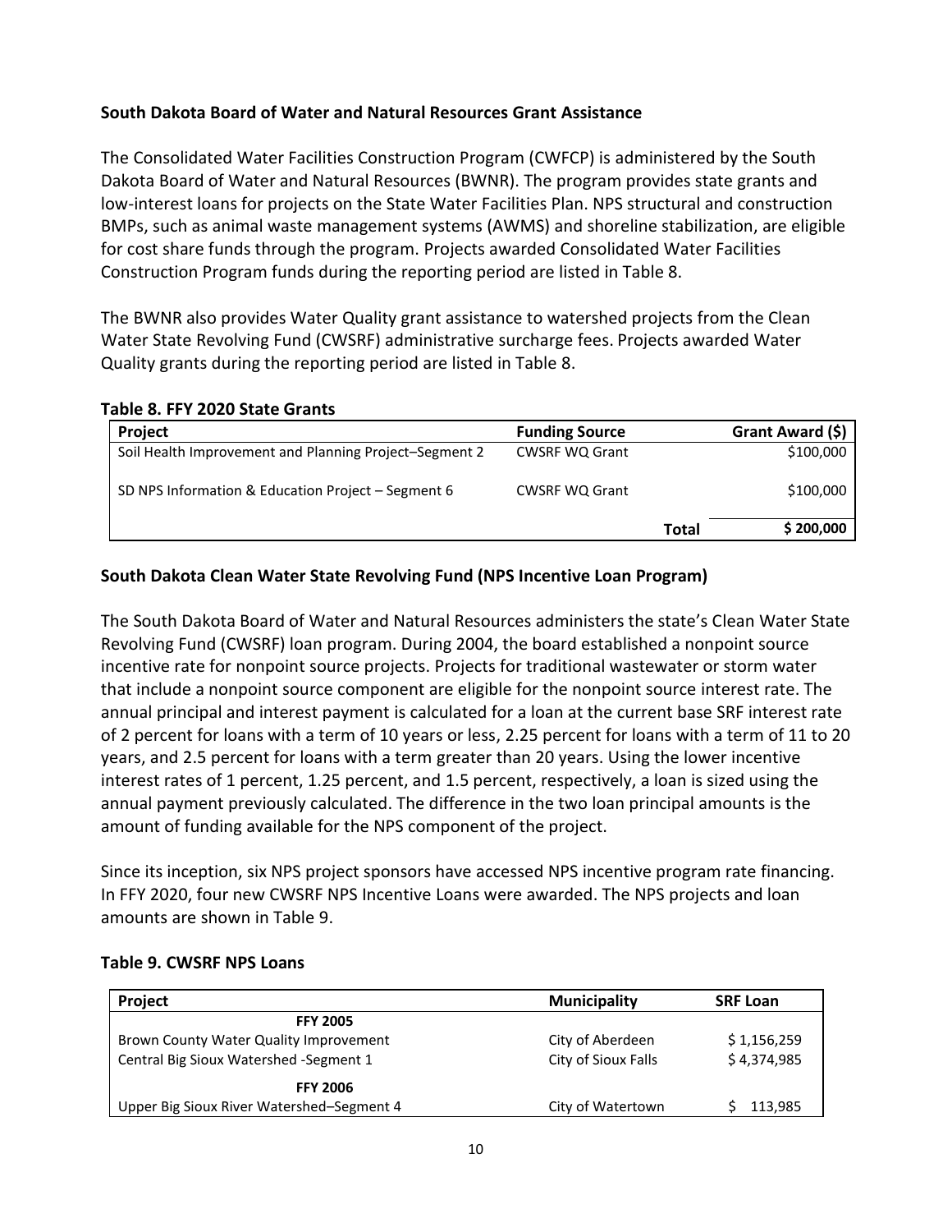**South Dakota Board of Water and Natural Resources Grant Assistance**

The Consolidated Water Facilities Construction Program (CWFCP) is administered by the South Dakota Board of Water and Natural Resources (BWNR). The program provides state grants and low-interest loans for projects on the State Water Facilities Plan. NPS structural and construction BMPs, such as animal waste management systems (AWMS) and shoreline stabilization, are eligible for cost share funds through the program. Projects awarded Consolidated Water Facilities Construction Program funds during the reporting period are listed in Table 8.

The BWNR also provides Water Quality grant assistance to watershed projects from the Clean Water State Revolving Fund (CWSRF) administrative surcharge fees. Projects awarded Water Quality grants during the reporting period are listed in Table 8.

**Table 8. FFY 2020 State Grants**

| Project | Funding Source | Grant Award ($) |
|---|---|---|
| Soil Health Improvement and Planning Project–Segment 2 | CWSRF WQ Grant | $100,000 |
| SD NPS Information & Education Project – Segment 6 | CWSRF WQ Grant | $100,000 |
| | **Total** | **$ 200,000** |

**South Dakota Clean Water State Revolving Fund (NPS Incentive Loan Program)**

The South Dakota Board of Water and Natural Resources administers the state's Clean Water State Revolving Fund (CWSRF) loan program. During 2004, the board established a nonpoint source incentive rate for nonpoint source projects. Projects for traditional wastewater or storm water that include a nonpoint source component are eligible for the nonpoint source interest rate. The annual principal and interest payment is calculated for a loan at the current base SRF interest rate of 2 percent for loans with a term of 10 years or less, 2.25 percent for loans with a term of 11 to 20 years, and 2.5 percent for loans with a term greater than 20 years. Using the lower incentive interest rates of 1 percent, 1.25 percent, and 1.5 percent, respectively, a loan is sized using the annual payment previously calculated. The difference in the two loan principal amounts is the amount of funding available for the NPS component of the project.

Since its inception, six NPS project sponsors have accessed NPS incentive program rate financing. In FFY 2020, four new CWSRF NPS Incentive Loans were awarded. The NPS projects and loan amounts are shown in Table 9.

**Table 9. CWSRF NPS Loans**

| Project | Municipality | SRF Loan |
|---|---|---|
| **FFY 2005** | | |
| Brown County Water Quality Improvement | City of Aberdeen | $ 1,156,259 |
| Central Big Sioux Watershed -Segment 1 | City of Sioux Falls | $ 4,374,985 |
| **FFY 2006** | | |
| Upper Big Sioux River Watershed–Segment 4 | City of Watertown | $ 113,985 |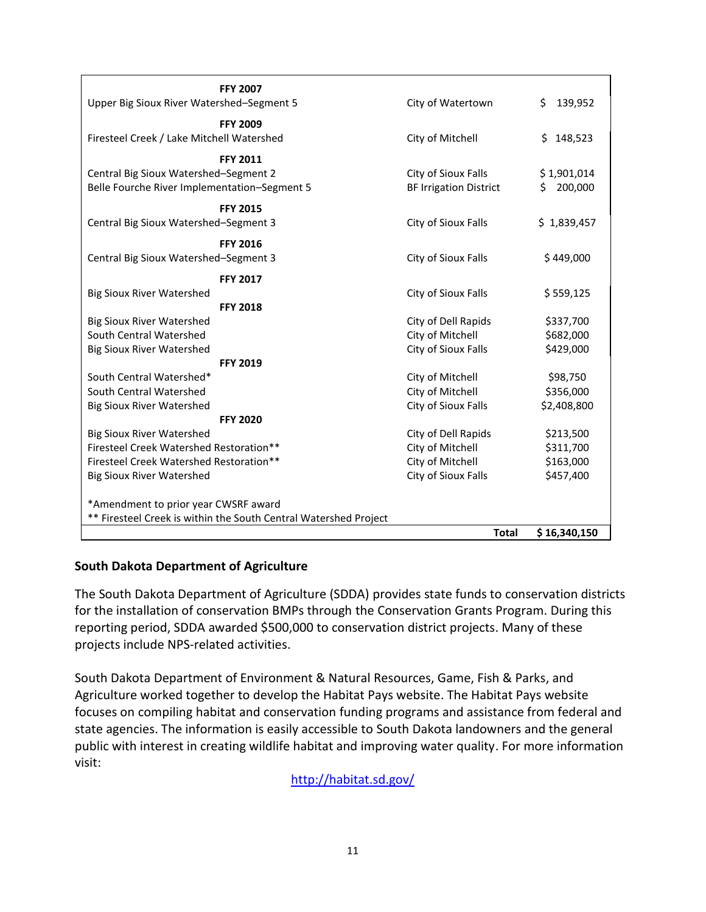| | | |
|---|---|---|
| **FFY 2007** | | |
| Upper Big Sioux River Watershed–Segment 5 | City of Watertown | $ 139,952 |
| **FFY 2009** | | |
| Firesteel Creek / Lake Mitchell Watershed | City of Mitchell | $ 148,523 |
| **FFY 2011** | | |
| Central Big Sioux Watershed–Segment 2 | City of Sioux Falls | $ 1,901,014 |
| Belle Fourche River Implementation–Segment 5 | BF Irrigation District | $ 200,000 |
| **FFY 2015** | | |
| Central Big Sioux Watershed–Segment 3 | City of Sioux Falls | $ 1,839,457 |
| **FFY 2016** | | |
| Central Big Sioux Watershed–Segment 3 | City of Sioux Falls | $ 449,000 |
| **FFY 2017** | | |
| Big Sioux River Watershed | City of Sioux Falls | $ 559,125 |
| **FFY 2018** | | |
| Big Sioux River Watershed | City of Dell Rapids | $337,700 |
| South Central Watershed | City of Mitchell | $682,000 |
| Big Sioux River Watershed | City of Sioux Falls | $429,000 |
| **FFY 2019** | | |
| South Central Watershed* | City of Mitchell | $98,750 |
| South Central Watershed | City of Mitchell | $356,000 |
| Big Sioux River Watershed | City of Sioux Falls | $2,408,800 |
| **FFY 2020** | | |
| Big Sioux River Watershed | City of Dell Rapids | $213,500 |
| Firesteel Creek Watershed Restoration** | City of Mitchell | $311,700 |
| Firesteel Creek Watershed Restoration** | City of Mitchell | $163,000 |
| Big Sioux River Watershed | City of Sioux Falls | $457,400 |
| *Amendment to prior year CWSRF award | | |
| ** Firesteel Creek is within the South Central Watershed Project | | |
| | **Total** | **$ 16,340,150** |

**South Dakota Department of Agriculture**

The South Dakota Department of Agriculture (SDDA) provides state funds to conservation districts for the installation of conservation BMPs through the Conservation Grants Program. During this reporting period, SDDA awarded $500,000 to conservation district projects. Many of these projects include NPS-related activities.

South Dakota Department of Environment & Natural Resources, Game, Fish & Parks, and Agriculture worked together to develop the Habitat Pays website. The Habitat Pays website focuses on compiling habitat and conservation funding programs and assistance from federal and state agencies. The information is easily accessible to South Dakota landowners and the general public with interest in creating wildlife habitat and improving water quality. For more information visit:

http://habitat.sd.gov/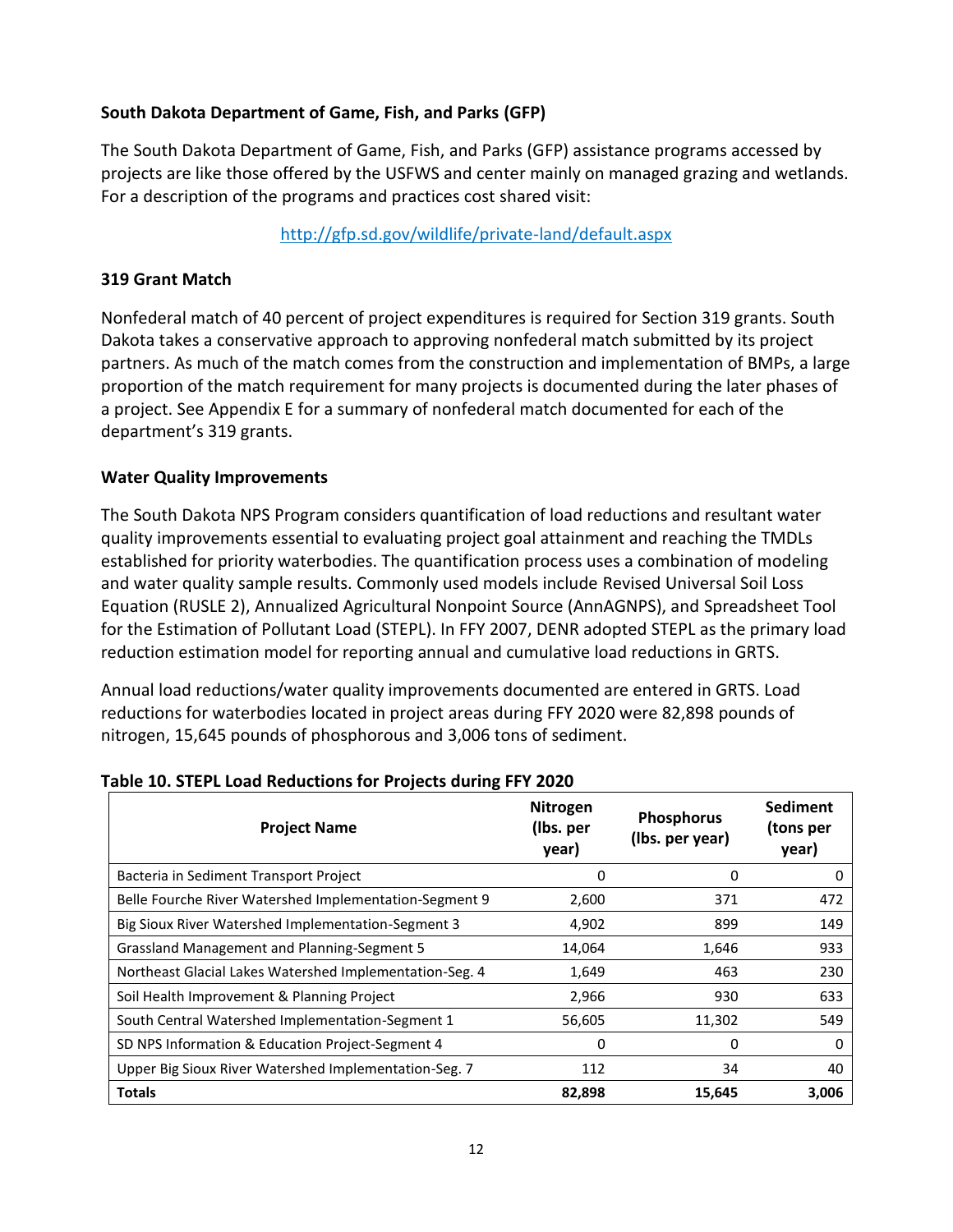### South Dakota Department of Game, Fish, and Parks (GFP)

The South Dakota Department of Game, Fish, and Parks (GFP) assistance programs accessed by projects are like those offered by the USFWS and center mainly on managed grazing and wetlands. For a description of the programs and practices cost shared visit:

http://gfp.sd.gov/wildlife/private-land/default.aspx

### 319 Grant Match

Nonfederal match of 40 percent of project expenditures is required for Section 319 grants. South Dakota takes a conservative approach to approving nonfederal match submitted by its project partners. As much of the match comes from the construction and implementation of BMPs, a large proportion of the match requirement for many projects is documented during the later phases of a project. See Appendix E for a summary of nonfederal match documented for each of the department's 319 grants.

### Water Quality Improvements

The South Dakota NPS Program considers quantification of load reductions and resultant water quality improvements essential to evaluating project goal attainment and reaching the TMDLs established for priority waterbodies. The quantification process uses a combination of modeling and water quality sample results. Commonly used models include Revised Universal Soil Loss Equation (RUSLE 2), Annualized Agricultural Nonpoint Source (AnnAGNPS), and Spreadsheet Tool for the Estimation of Pollutant Load (STEPL). In FFY 2007, DENR adopted STEPL as the primary load reduction estimation model for reporting annual and cumulative load reductions in GRTS.

Annual load reductions/water quality improvements documented are entered in GRTS. Load reductions for waterbodies located in project areas during FFY 2020 were 82,898 pounds of nitrogen, 15,645 pounds of phosphorous and 3,006 tons of sediment.

**Table 10. STEPL Load Reductions for Projects during FFY 2020**

| Project Name | Nitrogen (lbs. per year) | Phosphorus (lbs. per year) | Sediment (tons per year) |
|---|---|---|---|
| Bacteria in Sediment Transport Project | 0 | 0 | 0 |
| Belle Fourche River Watershed Implementation-Segment 9 | 2,600 | 371 | 472 |
| Big Sioux River Watershed Implementation-Segment 3 | 4,902 | 899 | 149 |
| Grassland Management and Planning-Segment 5 | 14,064 | 1,646 | 933 |
| Northeast Glacial Lakes Watershed Implementation-Seg. 4 | 1,649 | 463 | 230 |
| Soil Health Improvement & Planning Project | 2,966 | 930 | 633 |
| South Central Watershed Implementation-Segment 1 | 56,605 | 11,302 | 549 |
| SD NPS Information & Education Project-Segment 4 | 0 | 0 | 0 |
| Upper Big Sioux River Watershed Implementation-Seg. 7 | 112 | 34 | 40 |
| **Totals** | **82,898** | **15,645** | **3,006** |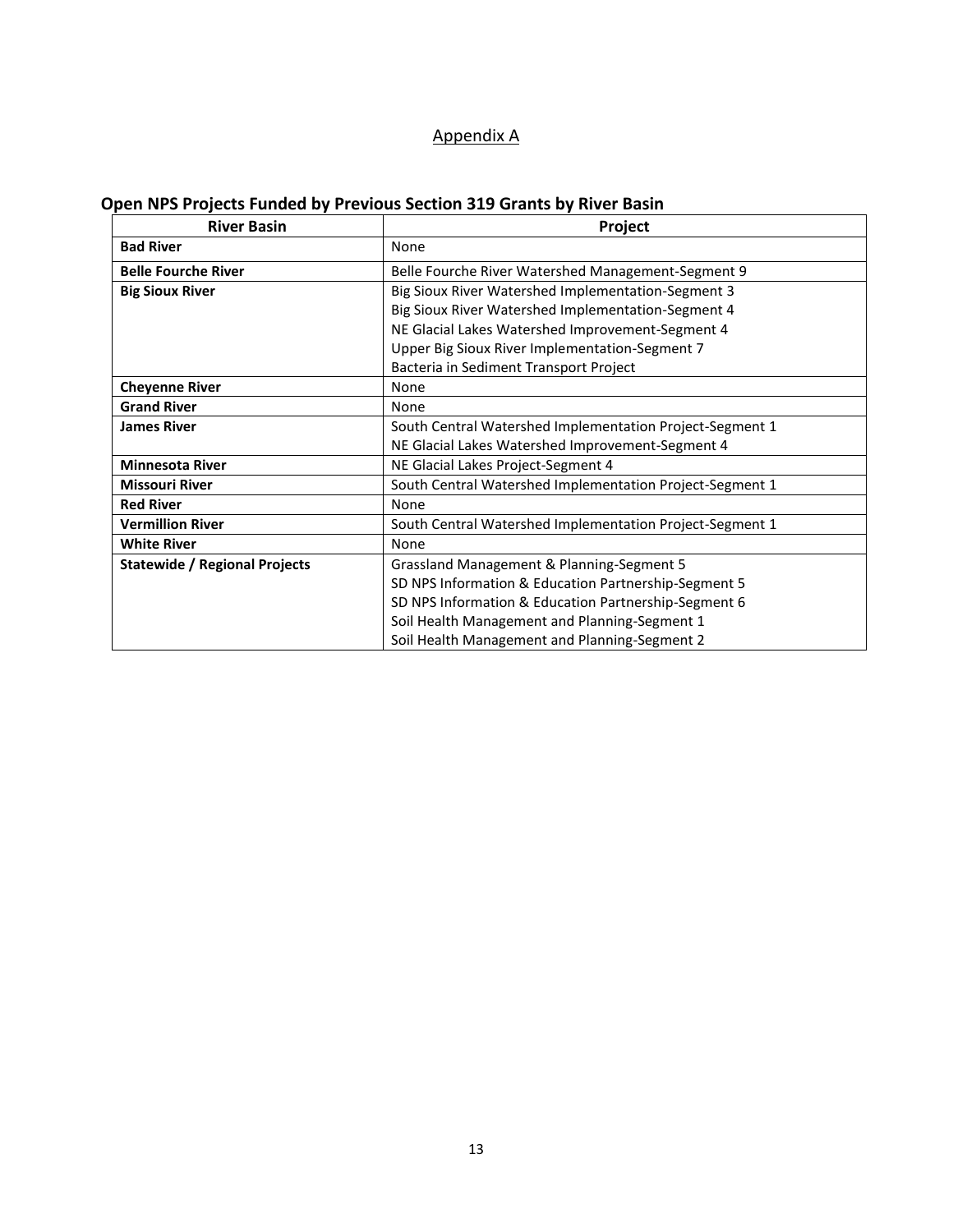## Appendix A

### Open NPS Projects Funded by Previous Section 319 Grants by River Basin

| River Basin | Project |
|---|---|
| **Bad River** | None |
| **Belle Fourche River** | Belle Fourche River Watershed Management-Segment 9 |
| **Big Sioux River** | Big Sioux River Watershed Implementation-Segment 3<br>Big Sioux River Watershed Implementation-Segment 4<br>NE Glacial Lakes Watershed Improvement-Segment 4<br>Upper Big Sioux River Implementation-Segment 7<br>Bacteria in Sediment Transport Project |
| **Cheyenne River** | None |
| **Grand River** | None |
| **James River** | South Central Watershed Implementation Project-Segment 1<br>NE Glacial Lakes Watershed Improvement-Segment 4 |
| **Minnesota River** | NE Glacial Lakes Project-Segment 4 |
| **Missouri River** | South Central Watershed Implementation Project-Segment 1 |
| **Red River** | None |
| **Vermillion River** | South Central Watershed Implementation Project-Segment 1 |
| **White River** | None |
| **Statewide / Regional Projects** | Grassland Management & Planning-Segment 5<br>SD NPS Information & Education Partnership-Segment 5<br>SD NPS Information & Education Partnership-Segment 6<br>Soil Health Management and Planning-Segment 1<br>Soil Health Management and Planning-Segment 2 |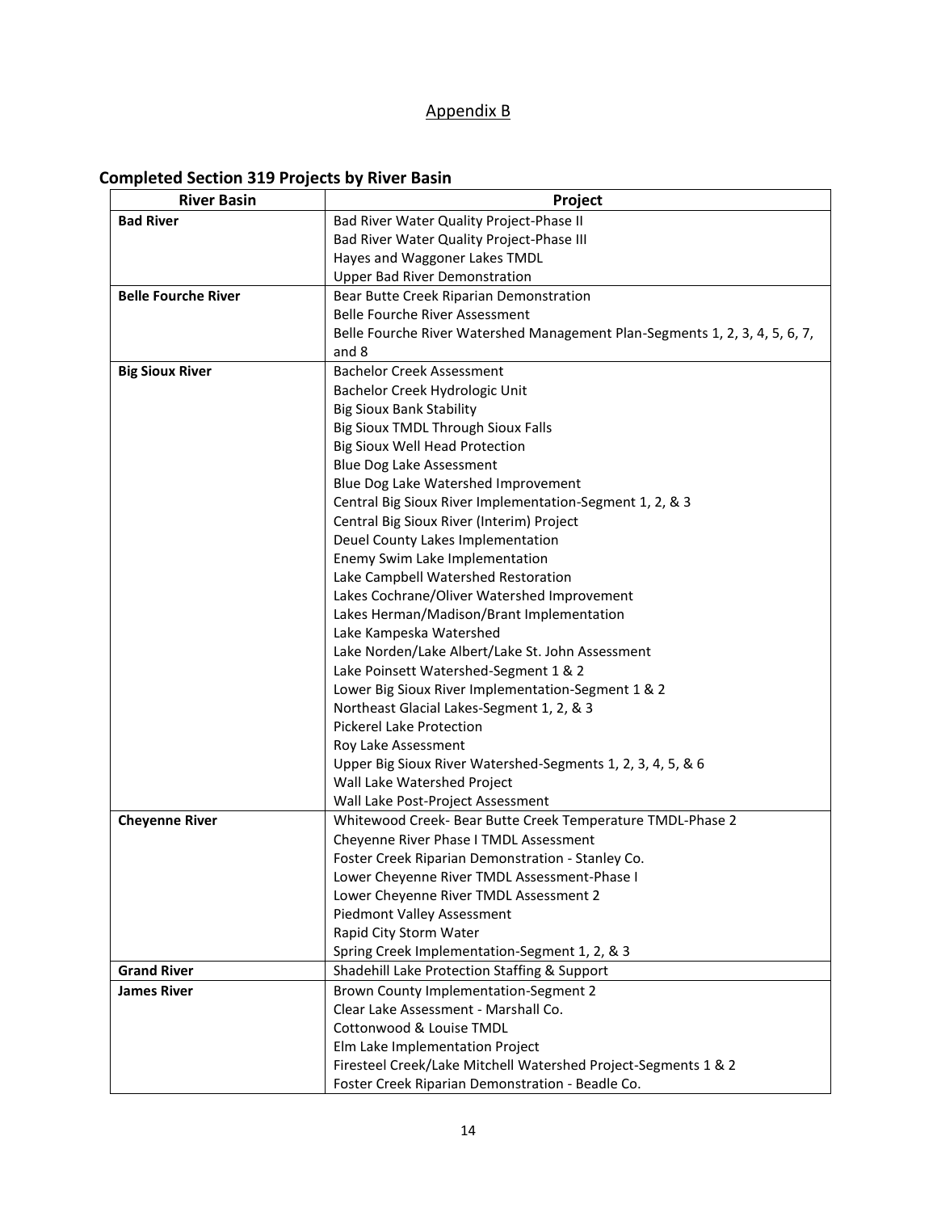Appendix B

## Completed Section 319 Projects by River Basin

| River Basin | Project |
|---|---|
| **Bad River** | Bad River Water Quality Project-Phase II<br>Bad River Water Quality Project-Phase III<br>Hayes and Waggoner Lakes TMDL<br>Upper Bad River Demonstration |
| **Belle Fourche River** | Bear Butte Creek Riparian Demonstration<br>Belle Fourche River Assessment<br>Belle Fourche River Watershed Management Plan-Segments 1, 2, 3, 4, 5, 6, 7, and 8 |
| **Big Sioux River** | Bachelor Creek Assessment<br>Bachelor Creek Hydrologic Unit<br>Big Sioux Bank Stability<br>Big Sioux TMDL Through Sioux Falls<br>Big Sioux Well Head Protection<br>Blue Dog Lake Assessment<br>Blue Dog Lake Watershed Improvement<br>Central Big Sioux River Implementation-Segment 1, 2, & 3<br>Central Big Sioux River (Interim) Project<br>Deuel County Lakes Implementation<br>Enemy Swim Lake Implementation<br>Lake Campbell Watershed Restoration<br>Lakes Cochrane/Oliver Watershed Improvement<br>Lakes Herman/Madison/Brant Implementation<br>Lake Kampeska Watershed<br>Lake Norden/Lake Albert/Lake St. John Assessment<br>Lake Poinsett Watershed-Segment 1 & 2<br>Lower Big Sioux River Implementation-Segment 1 & 2<br>Northeast Glacial Lakes-Segment 1, 2, & 3<br>Pickerel Lake Protection<br>Roy Lake Assessment<br>Upper Big Sioux River Watershed-Segments 1, 2, 3, 4, 5, & 6<br>Wall Lake Watershed Project<br>Wall Lake Post-Project Assessment |
| **Cheyenne River** | Whitewood Creek- Bear Butte Creek Temperature TMDL-Phase 2<br>Cheyenne River Phase I TMDL Assessment<br>Foster Creek Riparian Demonstration - Stanley Co.<br>Lower Cheyenne River TMDL Assessment-Phase I<br>Lower Cheyenne River TMDL Assessment 2<br>Piedmont Valley Assessment<br>Rapid City Storm Water<br>Spring Creek Implementation-Segment 1, 2, & 3 |
| **Grand River** | Shadehill Lake Protection Staffing & Support |
| **James River** | Brown County Implementation-Segment 2<br>Clear Lake Assessment - Marshall Co.<br>Cottonwood & Louise TMDL<br>Elm Lake Implementation Project<br>Firesteel Creek/Lake Mitchell Watershed Project-Segments 1 & 2<br>Foster Creek Riparian Demonstration - Beadle Co. |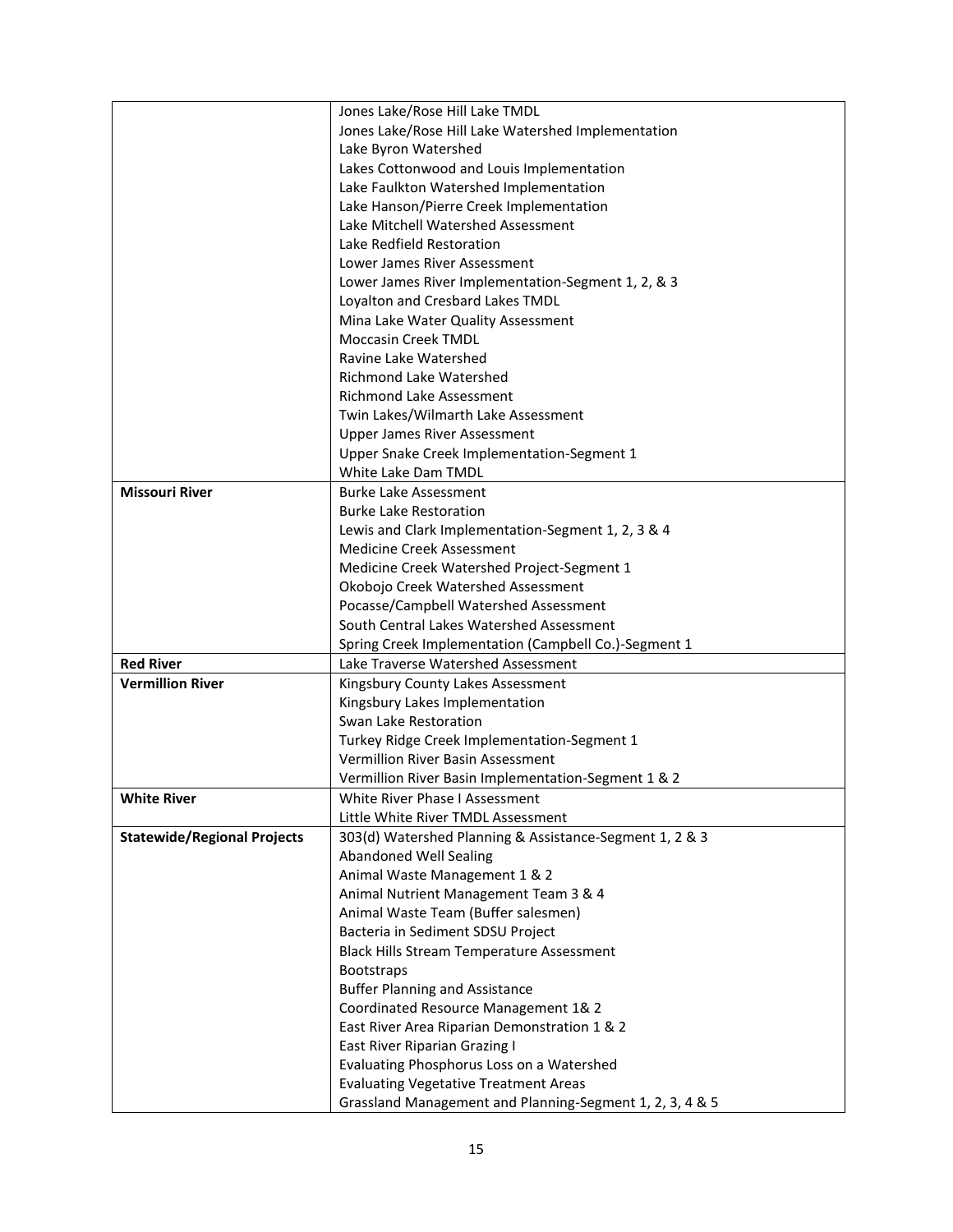| | |
|---|---|
| | Jones Lake/Rose Hill Lake TMDL<br>Jones Lake/Rose Hill Lake Watershed Implementation<br>Lake Byron Watershed<br>Lakes Cottonwood and Louis Implementation<br>Lake Faulkton Watershed Implementation<br>Lake Hanson/Pierre Creek Implementation<br>Lake Mitchell Watershed Assessment<br>Lake Redfield Restoration<br>Lower James River Assessment<br>Lower James River Implementation-Segment 1, 2, & 3<br>Loyalton and Cresbard Lakes TMDL<br>Mina Lake Water Quality Assessment<br>Moccasin Creek TMDL<br>Ravine Lake Watershed<br>Richmond Lake Watershed<br>Richmond Lake Assessment<br>Twin Lakes/Wilmarth Lake Assessment<br>Upper James River Assessment<br>Upper Snake Creek Implementation-Segment 1<br>White Lake Dam TMDL |
| **Missouri River** | Burke Lake Assessment<br>Burke Lake Restoration<br>Lewis and Clark Implementation-Segment 1, 2, 3 & 4<br>Medicine Creek Assessment<br>Medicine Creek Watershed Project-Segment 1<br>Okobojo Creek Watershed Assessment<br>Pocasse/Campbell Watershed Assessment<br>South Central Lakes Watershed Assessment<br>Spring Creek Implementation (Campbell Co.)-Segment 1 |
| **Red River** | Lake Traverse Watershed Assessment |
| **Vermillion River** | Kingsbury County Lakes Assessment<br>Kingsbury Lakes Implementation<br>Swan Lake Restoration<br>Turkey Ridge Creek Implementation-Segment 1<br>Vermillion River Basin Assessment<br>Vermillion River Basin Implementation-Segment 1 & 2 |
| **White River** | White River Phase I Assessment<br>Little White River TMDL Assessment |
| **Statewide/Regional Projects** | 303(d) Watershed Planning & Assistance-Segment 1, 2 & 3<br>Abandoned Well Sealing<br>Animal Waste Management 1 & 2<br>Animal Nutrient Management Team 3 & 4<br>Animal Waste Team (Buffer salesmen)<br>Bacteria in Sediment SDSU Project<br>Black Hills Stream Temperature Assessment<br>Bootstraps<br>Buffer Planning and Assistance<br>Coordinated Resource Management 1& 2<br>East River Area Riparian Demonstration 1 & 2<br>East River Riparian Grazing I<br>Evaluating Phosphorus Loss on a Watershed<br>Evaluating Vegetative Treatment Areas<br>Grassland Management and Planning-Segment 1, 2, 3, 4 & 5 |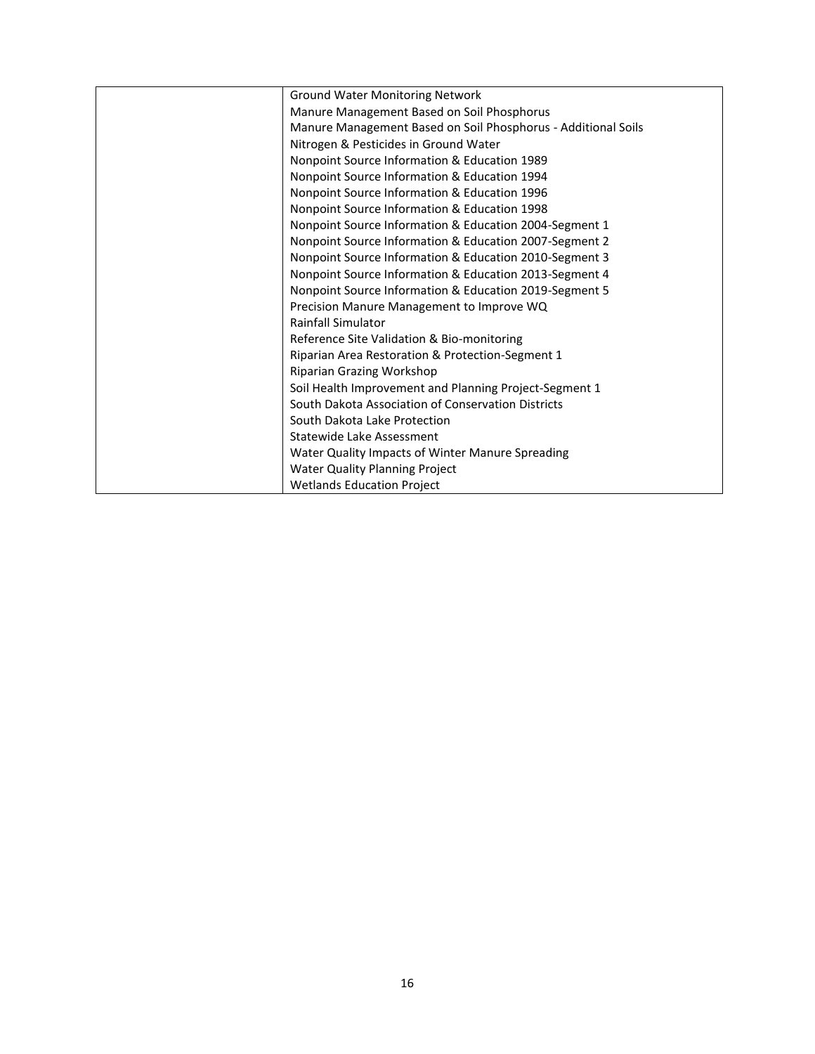| | |
|---|---|
| | Ground Water Monitoring Network<br>Manure Management Based on Soil Phosphorus<br>Manure Management Based on Soil Phosphorus - Additional Soils<br>Nitrogen & Pesticides in Ground Water<br>Nonpoint Source Information & Education 1989<br>Nonpoint Source Information & Education 1994<br>Nonpoint Source Information & Education 1996<br>Nonpoint Source Information & Education 1998<br>Nonpoint Source Information & Education 2004-Segment 1<br>Nonpoint Source Information & Education 2007-Segment 2<br>Nonpoint Source Information & Education 2010-Segment 3<br>Nonpoint Source Information & Education 2013-Segment 4<br>Nonpoint Source Information & Education 2019-Segment 5<br>Precision Manure Management to Improve WQ<br>Rainfall Simulator<br>Reference Site Validation & Bio-monitoring<br>Riparian Area Restoration & Protection-Segment 1<br>Riparian Grazing Workshop<br>Soil Health Improvement and Planning Project-Segment 1<br>South Dakota Association of Conservation Districts<br>South Dakota Lake Protection<br>Statewide Lake Assessment<br>Water Quality Impacts of Winter Manure Spreading<br>Water Quality Planning Project<br>Wetlands Education Project |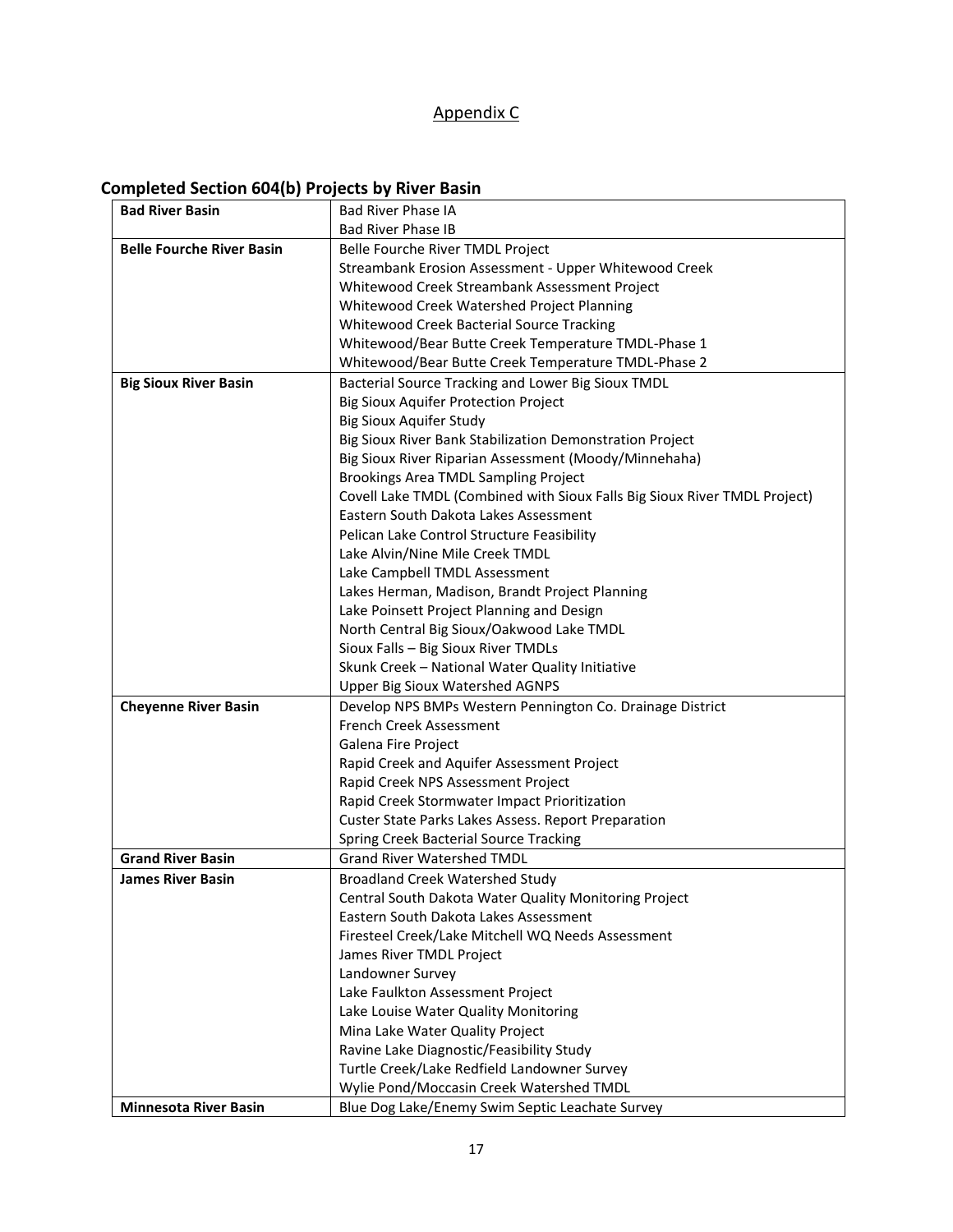Appendix C

## Completed Section 604(b) Projects by River Basin

| | |
|---|---|
| **Bad River Basin** | Bad River Phase IA |
| | Bad River Phase IB |
| **Belle Fourche River Basin** | Belle Fourche River TMDL Project |
| | Streambank Erosion Assessment - Upper Whitewood Creek |
| | Whitewood Creek Streambank Assessment Project |
| | Whitewood Creek Watershed Project Planning |
| | Whitewood Creek Bacterial Source Tracking |
| | Whitewood/Bear Butte Creek Temperature TMDL-Phase 1 |
| | Whitewood/Bear Butte Creek Temperature TMDL-Phase 2 |
| **Big Sioux River Basin** | Bacterial Source Tracking and Lower Big Sioux TMDL |
| | Big Sioux Aquifer Protection Project |
| | Big Sioux Aquifer Study |
| | Big Sioux River Bank Stabilization Demonstration Project |
| | Big Sioux River Riparian Assessment (Moody/Minnehaha) |
| | Brookings Area TMDL Sampling Project |
| | Covell Lake TMDL (Combined with Sioux Falls Big Sioux River TMDL Project) |
| | Eastern South Dakota Lakes Assessment |
| | Pelican Lake Control Structure Feasibility |
| | Lake Alvin/Nine Mile Creek TMDL |
| | Lake Campbell TMDL Assessment |
| | Lakes Herman, Madison, Brandt Project Planning |
| | Lake Poinsett Project Planning and Design |
| | North Central Big Sioux/Oakwood Lake TMDL |
| | Sioux Falls – Big Sioux River TMDLs |
| | Skunk Creek – National Water Quality Initiative |
| | Upper Big Sioux Watershed AGNPS |
| **Cheyenne River Basin** | Develop NPS BMPs Western Pennington Co. Drainage District |
| | French Creek Assessment |
| | Galena Fire Project |
| | Rapid Creek and Aquifer Assessment Project |
| | Rapid Creek NPS Assessment Project |
| | Rapid Creek Stormwater Impact Prioritization |
| | Custer State Parks Lakes Assess. Report Preparation |
| | Spring Creek Bacterial Source Tracking |
| **Grand River Basin** | Grand River Watershed TMDL |
| **James River Basin** | Broadland Creek Watershed Study |
| | Central South Dakota Water Quality Monitoring Project |
| | Eastern South Dakota Lakes Assessment |
| | Firesteel Creek/Lake Mitchell WQ Needs Assessment |
| | James River TMDL Project |
| | Landowner Survey |
| | Lake Faulkton Assessment Project |
| | Lake Louise Water Quality Monitoring |
| | Mina Lake Water Quality Project |
| | Ravine Lake Diagnostic/Feasibility Study |
| | Turtle Creek/Lake Redfield Landowner Survey |
| | Wylie Pond/Moccasin Creek Watershed TMDL |
| **Minnesota River Basin** | Blue Dog Lake/Enemy Swim Septic Leachate Survey |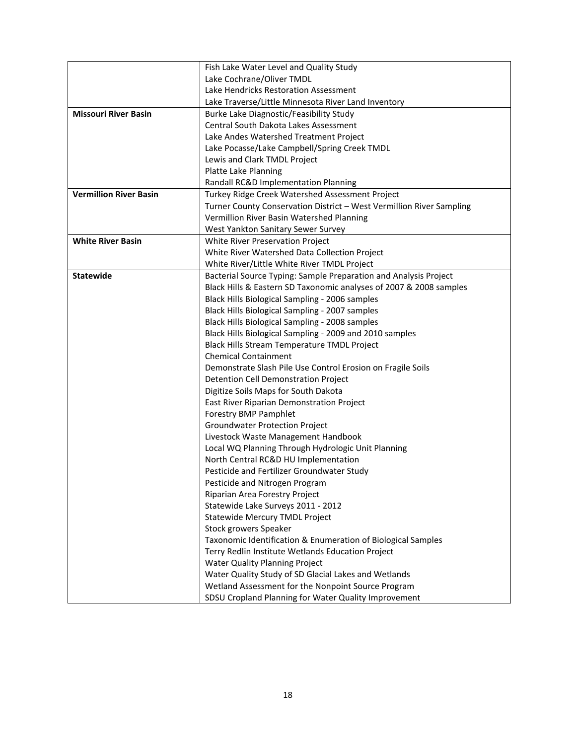| | |
|---|---|
| | Fish Lake Water Level and Quality Study |
| | Lake Cochrane/Oliver TMDL |
| | Lake Hendricks Restoration Assessment |
| | Lake Traverse/Little Minnesota River Land Inventory |
| **Missouri River Basin** | Burke Lake Diagnostic/Feasibility Study |
| | Central South Dakota Lakes Assessment |
| | Lake Andes Watershed Treatment Project |
| | Lake Pocasse/Lake Campbell/Spring Creek TMDL |
| | Lewis and Clark TMDL Project |
| | Platte Lake Planning |
| | Randall RC&D Implementation Planning |
| **Vermillion River Basin** | Turkey Ridge Creek Watershed Assessment Project |
| | Turner County Conservation District – West Vermillion River Sampling |
| | Vermillion River Basin Watershed Planning |
| | West Yankton Sanitary Sewer Survey |
| **White River Basin** | White River Preservation Project |
| | White River Watershed Data Collection Project |
| | White River/Little White River TMDL Project |
| **Statewide** | Bacterial Source Typing: Sample Preparation and Analysis Project |
| | Black Hills & Eastern SD Taxonomic analyses of 2007 & 2008 samples |
| | Black Hills Biological Sampling - 2006 samples |
| | Black Hills Biological Sampling - 2007 samples |
| | Black Hills Biological Sampling - 2008 samples |
| | Black Hills Biological Sampling - 2009 and 2010 samples |
| | Black Hills Stream Temperature TMDL Project |
| | Chemical Containment |
| | Demonstrate Slash Pile Use Control Erosion on Fragile Soils |
| | Detention Cell Demonstration Project |
| | Digitize Soils Maps for South Dakota |
| | East River Riparian Demonstration Project |
| | Forestry BMP Pamphlet |
| | Groundwater Protection Project |
| | Livestock Waste Management Handbook |
| | Local WQ Planning Through Hydrologic Unit Planning |
| | North Central RC&D HU Implementation |
| | Pesticide and Fertilizer Groundwater Study |
| | Pesticide and Nitrogen Program |
| | Riparian Area Forestry Project |
| | Statewide Lake Surveys 2011 - 2012 |
| | Statewide Mercury TMDL Project |
| | Stock growers Speaker |
| | Taxonomic Identification & Enumeration of Biological Samples |
| | Terry Redlin Institute Wetlands Education Project |
| | Water Quality Planning Project |
| | Water Quality Study of SD Glacial Lakes and Wetlands |
| | Wetland Assessment for the Nonpoint Source Program |
| | SDSU Cropland Planning for Water Quality Improvement |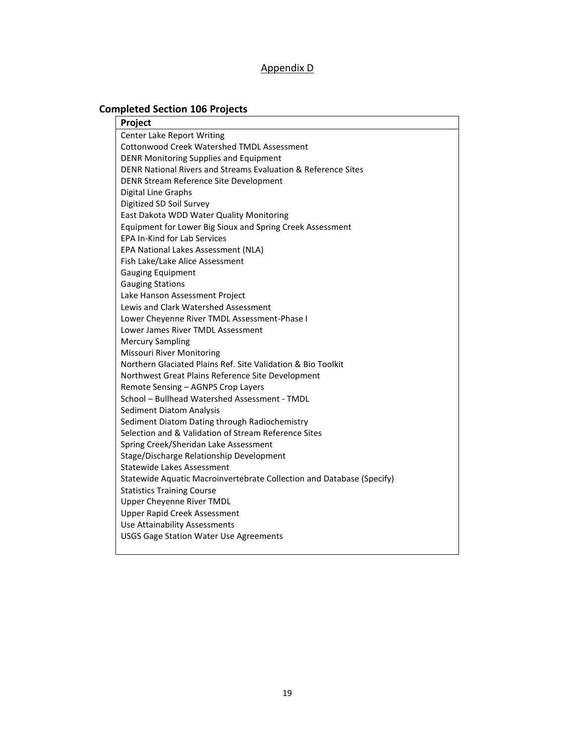Appendix D

## Completed Section 106 Projects

| Project |
|---|
| Center Lake Report Writing |
| Cottonwood Creek Watershed TMDL Assessment |
| DENR Monitoring Supplies and Equipment |
| DENR National Rivers and Streams Evaluation & Reference Sites |
| DENR Stream Reference Site Development |
| Digital Line Graphs |
| Digitized SD Soil Survey |
| East Dakota WDD Water Quality Monitoring |
| Equipment for Lower Big Sioux and Spring Creek Assessment |
| EPA In-Kind for Lab Services |
| EPA National Lakes Assessment (NLA) |
| Fish Lake/Lake Alice Assessment |
| Gauging Equipment |
| Gauging Stations |
| Lake Hanson Assessment Project |
| Lewis and Clark Watershed Assessment |
| Lower Cheyenne River TMDL Assessment-Phase I |
| Lower James River TMDL Assessment |
| Mercury Sampling |
| Missouri River Monitoring |
| Northern Glaciated Plains Ref. Site Validation & Bio Toolkit |
| Northwest Great Plains Reference Site Development |
| Remote Sensing – AGNPS Crop Layers |
| School – Bullhead Watershed Assessment - TMDL |
| Sediment Diatom Analysis |
| Sediment Diatom Dating through Radiochemistry |
| Selection and & Validation of Stream Reference Sites |
| Spring Creek/Sheridan Lake Assessment |
| Stage/Discharge Relationship Development |
| Statewide Lakes Assessment |
| Statewide Aquatic Macroinvertebrate Collection and Database (Specify) |
| Statistics Training Course |
| Upper Cheyenne River TMDL |
| Upper Rapid Creek Assessment |
| Use Attainability Assessments |
| USGS Gage Station Water Use Agreements |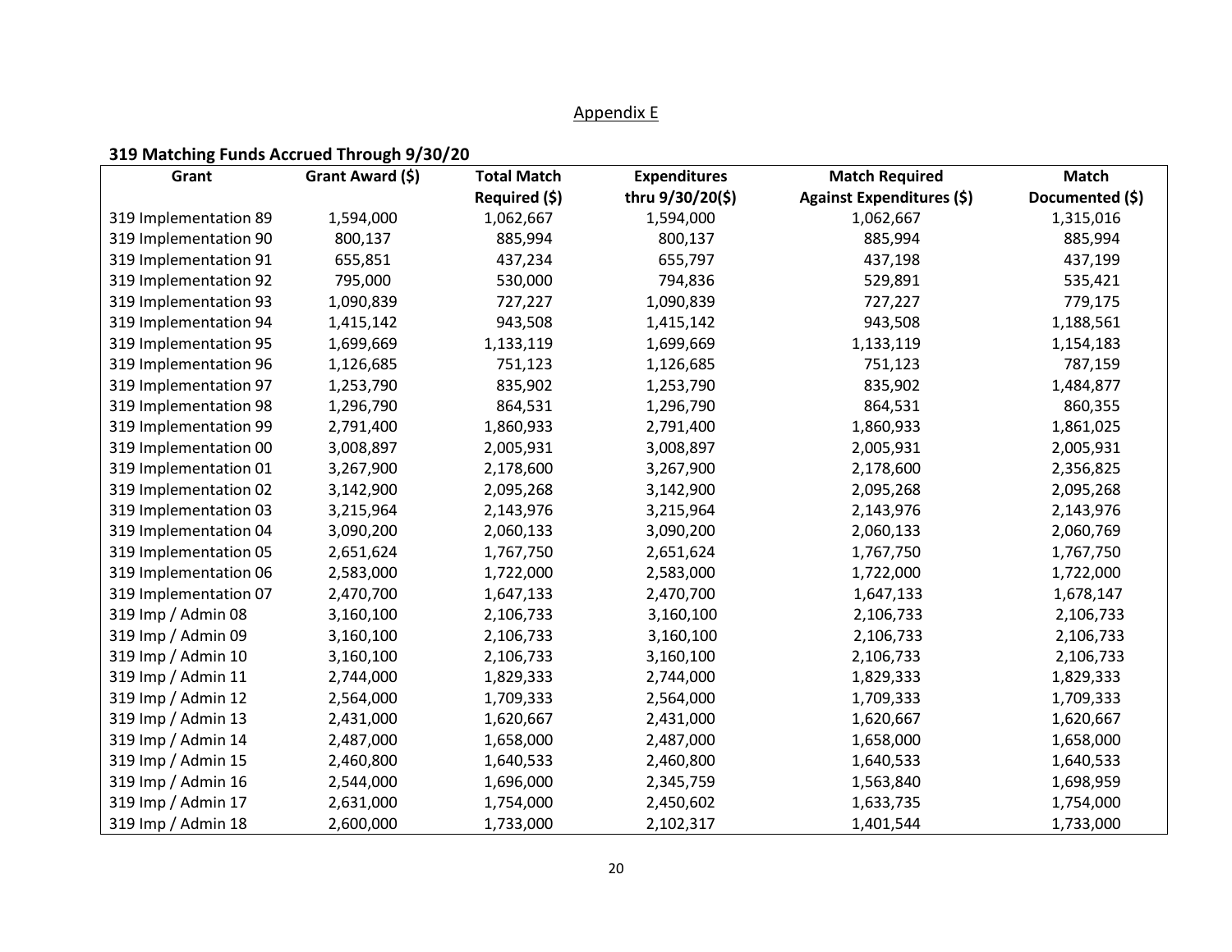Appendix E

**319 Matching Funds Accrued Through 9/30/20**

| Grant | Grant Award ($) | Total Match Required ($) | Expenditures thru 9/30/20($) | Match Required Against Expenditures ($) | Match Documented ($) |
|---|---|---|---|---|---|
| 319 Implementation 89 | 1,594,000 | 1,062,667 | 1,594,000 | 1,062,667 | 1,315,016 |
| 319 Implementation 90 | 800,137 | 885,994 | 800,137 | 885,994 | 885,994 |
| 319 Implementation 91 | 655,851 | 437,234 | 655,797 | 437,198 | 437,199 |
| 319 Implementation 92 | 795,000 | 530,000 | 794,836 | 529,891 | 535,421 |
| 319 Implementation 93 | 1,090,839 | 727,227 | 1,090,839 | 727,227 | 779,175 |
| 319 Implementation 94 | 1,415,142 | 943,508 | 1,415,142 | 943,508 | 1,188,561 |
| 319 Implementation 95 | 1,699,669 | 1,133,119 | 1,699,669 | 1,133,119 | 1,154,183 |
| 319 Implementation 96 | 1,126,685 | 751,123 | 1,126,685 | 751,123 | 787,159 |
| 319 Implementation 97 | 1,253,790 | 835,902 | 1,253,790 | 835,902 | 1,484,877 |
| 319 Implementation 98 | 1,296,790 | 864,531 | 1,296,790 | 864,531 | 860,355 |
| 319 Implementation 99 | 2,791,400 | 1,860,933 | 2,791,400 | 1,860,933 | 1,861,025 |
| 319 Implementation 00 | 3,008,897 | 2,005,931 | 3,008,897 | 2,005,931 | 2,005,931 |
| 319 Implementation 01 | 3,267,900 | 2,178,600 | 3,267,900 | 2,178,600 | 2,356,825 |
| 319 Implementation 02 | 3,142,900 | 2,095,268 | 3,142,900 | 2,095,268 | 2,095,268 |
| 319 Implementation 03 | 3,215,964 | 2,143,976 | 3,215,964 | 2,143,976 | 2,143,976 |
| 319 Implementation 04 | 3,090,200 | 2,060,133 | 3,090,200 | 2,060,133 | 2,060,769 |
| 319 Implementation 05 | 2,651,624 | 1,767,750 | 2,651,624 | 1,767,750 | 1,767,750 |
| 319 Implementation 06 | 2,583,000 | 1,722,000 | 2,583,000 | 1,722,000 | 1,722,000 |
| 319 Implementation 07 | 2,470,700 | 1,647,133 | 2,470,700 | 1,647,133 | 1,678,147 |
| 319 Imp / Admin 08 | 3,160,100 | 2,106,733 | 3,160,100 | 2,106,733 | 2,106,733 |
| 319 Imp / Admin 09 | 3,160,100 | 2,106,733 | 3,160,100 | 2,106,733 | 2,106,733 |
| 319 Imp / Admin 10 | 3,160,100 | 2,106,733 | 3,160,100 | 2,106,733 | 2,106,733 |
| 319 Imp / Admin 11 | 2,744,000 | 1,829,333 | 2,744,000 | 1,829,333 | 1,829,333 |
| 319 Imp / Admin 12 | 2,564,000 | 1,709,333 | 2,564,000 | 1,709,333 | 1,709,333 |
| 319 Imp / Admin 13 | 2,431,000 | 1,620,667 | 2,431,000 | 1,620,667 | 1,620,667 |
| 319 Imp / Admin 14 | 2,487,000 | 1,658,000 | 2,487,000 | 1,658,000 | 1,658,000 |
| 319 Imp / Admin 15 | 2,460,800 | 1,640,533 | 2,460,800 | 1,640,533 | 1,640,533 |
| 319 Imp / Admin 16 | 2,544,000 | 1,696,000 | 2,345,759 | 1,563,840 | 1,698,959 |
| 319 Imp / Admin 17 | 2,631,000 | 1,754,000 | 2,450,602 | 1,633,735 | 1,754,000 |
| 319 Imp / Admin 18 | 2,600,000 | 1,733,000 | 2,102,317 | 1,401,544 | 1,733,000 |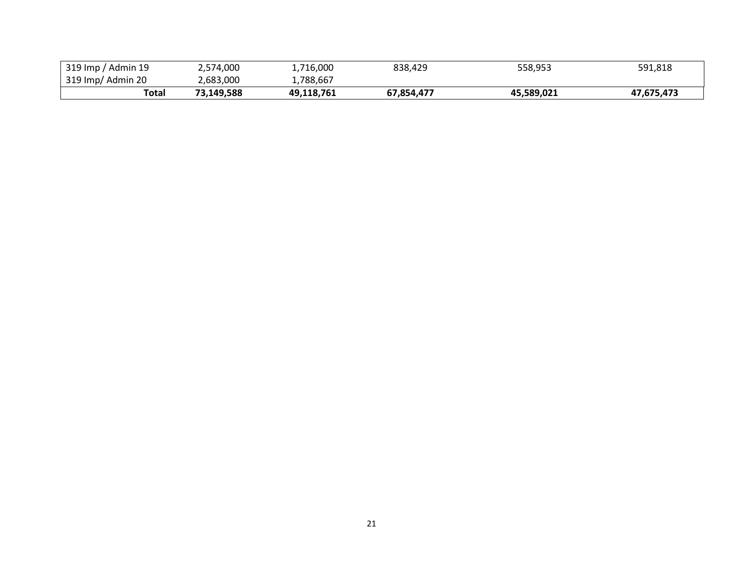| | | | | | |
|---|---|---|---|---|---|
| 319 Imp / Admin 19 | 2,574,000 | 1,716,000 | 838,429 | 558,953 | 591,818 |
| 319 Imp/ Admin 20 | 2,683,000 | 1,788,667 | | | |
| **Total** | **73,149,588** | **49,118,761** | **67,854,477** | **45,589,021** | **47,675,473** |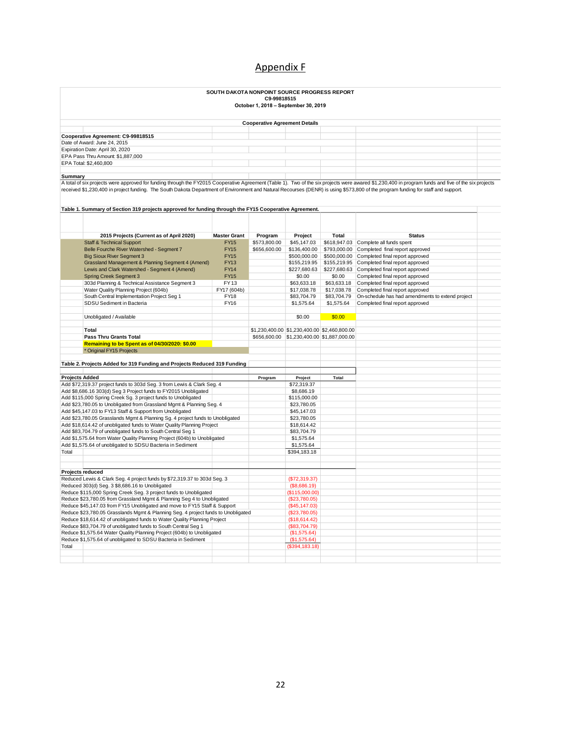# Appendix F

**SOUTH DAKOTA NONPOINT SOURCE PROGRESS REPORT**
**C9-99818515**
**October 1, 2018 – September 30, 2019**

**Cooperative Agreement Details**

**Cooperative Agreement: C9-99818515**
Date of Award: June 24, 2015
Expiration Date: April 30, 2020
EPA Pass Thru Amount: $1,887,000
EPA Total: $2,460,800

**Summary**
A total of six projects were approved for funding through the FY2015 Cooperative Agreement (Table 1). Two of the six projects were awarded $1,230,400 in program funds and five of the six projects received $1,230,400 in project funding. The South Dakota Department of Environment and Natural Recourses (DENR) is using $573,800 of the program funding for staff and support.

**Table 1. Summary of Section 319 projects approved for funding through the FY15 Cooperative Agreement.**

| 2015 Projects (Current as of April 2020) | Master Grant | Program | Project | Total | Status |
|---|---|---|---|---|---|
| Staff & Technical Support | FY15 | $573,800.00 | $45,147.03 | $618,947.03 | Complete all funds spent |
| Belle Fourche River Watershed - Segment 7 | FY15 | $656,600.00 | $136,400.00 | $793,000.00 | Completed final report approved |
| Big Sioux River Segment 3 | FY15 | | $500,000.00 | $500,000.00 | Completed final report approved |
| Grassland Management & Planning Segment 4 (Amend) | FY13 | | $155,219.95 | $155,219.95 | Completed final report approved |
| Lewis and Clark Watershed - Segment 4 (Amend) | FY14 | | $227,680.63 | $227,680.63 | Completed final report approved |
| Spring Creek Segment 3 | FY15 | | $0.00 | $0.00 | Completed final report approved |
| 303d Planning & Technical Assistance Segment 3 | FY 13 | | $63,633.18 | $63,633.18 | Completed final report approved |
| Water Quality Planning Project (604b) | FY17 (604b) | | $17,038.78 | $17,038.78 | Completed final report approved |
| South Central Implementation Project Seg 1 | FY18 | | $83,704.79 | $83,704.79 | On-schedule has had amendments to extend project |
| SDSU Sediment in Bacteria | FY16 | | $1,575.64 | $1,575.64 | Completed final report approved |
| | | | | | |
| Unobligated / Available | | | $0.00 | $0.00 | |
| | | | | | |
| **Total** | | $1,230,400.00 | $1,230,400.00 | $2,460,800.00 | |
| **Pass Thru Grants Total** | | $656,600.00 | $1,230,400.00 | $1,887,000.00 | |
| **Remaining to be Spent as of 04/30/2020: $0.00** | | | | | |
| * Original FY15 Projects | | | | | |

**Table 2. Projects Added for 319 Funding and Projects Reduced 319 Funding**

| Projects Added | Program | Project | Total |
|---|---|---|---|
| Add $72,319.37 project funds to 303d Seg. 3 from Lewis & Clark Seg. 4 | | $72,319.37 | |
| Add $8,686.16 303(d) Seg 3 Project funds to FY2015 Unobligated | | $8,686.19 | |
| Add $115,000 Spring Creek Sg. 3 project funds to Unobligated | | $115,000.00 | |
| Add $23,780.05 to Unobligated from Grassland Mgmt & Planning Seg. 4 | | $23,780.05 | |
| Add $45,147.03 to FY13 Staff & Support from Unobligated | | $45,147.03 | |
| Add $23,780.05 Grasslands Mgmt & Planning Sg. 4 project funds to Unobligated | | $23,780.05 | |
| Add $18,614.42 of unobligated funds to Water Quality Planning Project | | $18,614.42 | |
| Add $83,704.79 of unobligated funds to South Central Seg 1 | | $83,704.79 | |
| Add $1,575.64 from Water Quality Planning Project (604b) to Unobligated | | $1,575.64 | |
| Add $1,575.64 of unobligated to SDSU Bacteria in Sediment | | $1,575.64 | |
| Total | | $394,183.18 | |

| Projects reduced | Program | Project | Total |
|---|---|---|---|
| Reduced Lewis & Clark Seg. 4 project funds by $72,319.37 to 303d Seg. 3 | | ($72,319.37) | |
| Reduced 303(d) Seg. 3 $8,686.16 to Unobligated | | ($8,686.19) | |
| Reduce $115,000 Spring Creek Seg. 3 project funds to Unobligated | | ($115,000.00) | |
| Reduce $23,780.05 from Grassland Mgmt & Planning Seg 4 to Unobligated | | ($23,780.05) | |
| Reduce $45,147.03 from FY15 Unobligated and move to FY15 Staff & Support | | ($45,147.03) | |
| Reduce $23,780.05 Grasslands Mgmt & Planning Seg. 4 project funds to Unobligated | | ($23,780.05) | |
| Reduce $18,614.42 of unobligated funds to Water Quality Planning Project | | ($18,614.42) | |
| Reduce $83,704.79 of unobligated funds to South Central Seg 1 | | ($83,704.79) | |
| Reduce $1,575.64 Water Quality Planning Project (604b) to Unobligated | | ($1,575.64) | |
| Reduce $1,575.64 of unobligated to SDSU Bacteria in Sediment | | ($1,575.64) | |
| Total | | ($394,183.18) | |